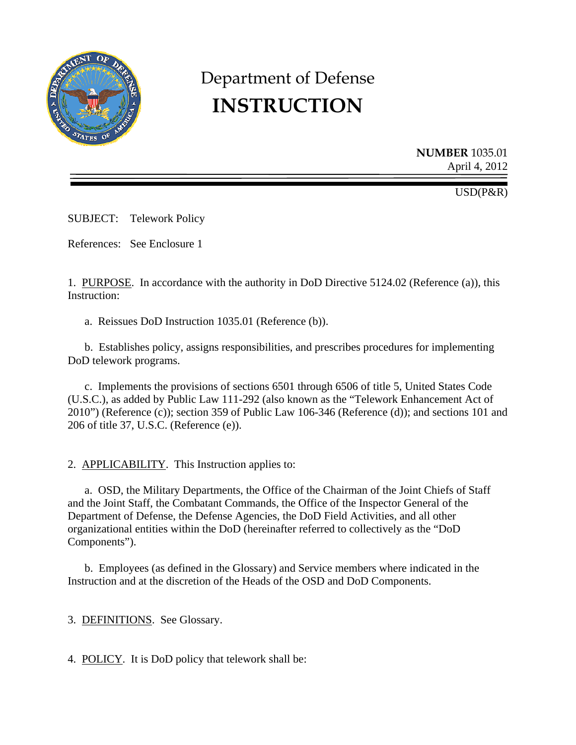# Department of Defense
# INSTRUCTION

**NUMBER** 1035.01
April 4, 2012

USD(P&R)

SUBJECT: Telework Policy

References: See Enclosure 1

1. PURPOSE. In accordance with the authority in DoD Directive 5124.02 (Reference (a)), this Instruction:

   a. Reissues DoD Instruction 1035.01 (Reference (b)).

   b. Establishes policy, assigns responsibilities, and prescribes procedures for implementing DoD telework programs.

   c. Implements the provisions of sections 6501 through 6506 of title 5, United States Code (U.S.C.), as added by Public Law 111-292 (also known as the "Telework Enhancement Act of 2010") (Reference (c)); section 359 of Public Law 106-346 (Reference (d)); and sections 101 and 206 of title 37, U.S.C. (Reference (e)).

2. APPLICABILITY. This Instruction applies to:

   a. OSD, the Military Departments, the Office of the Chairman of the Joint Chiefs of Staff and the Joint Staff, the Combatant Commands, the Office of the Inspector General of the Department of Defense, the Defense Agencies, the DoD Field Activities, and all other organizational entities within the DoD (hereinafter referred to collectively as the "DoD Components").

   b. Employees (as defined in the Glossary) and Service members where indicated in the Instruction and at the discretion of the Heads of the OSD and DoD Components.

3. DEFINITIONS. See Glossary.

4. POLICY. It is DoD policy that telework shall be: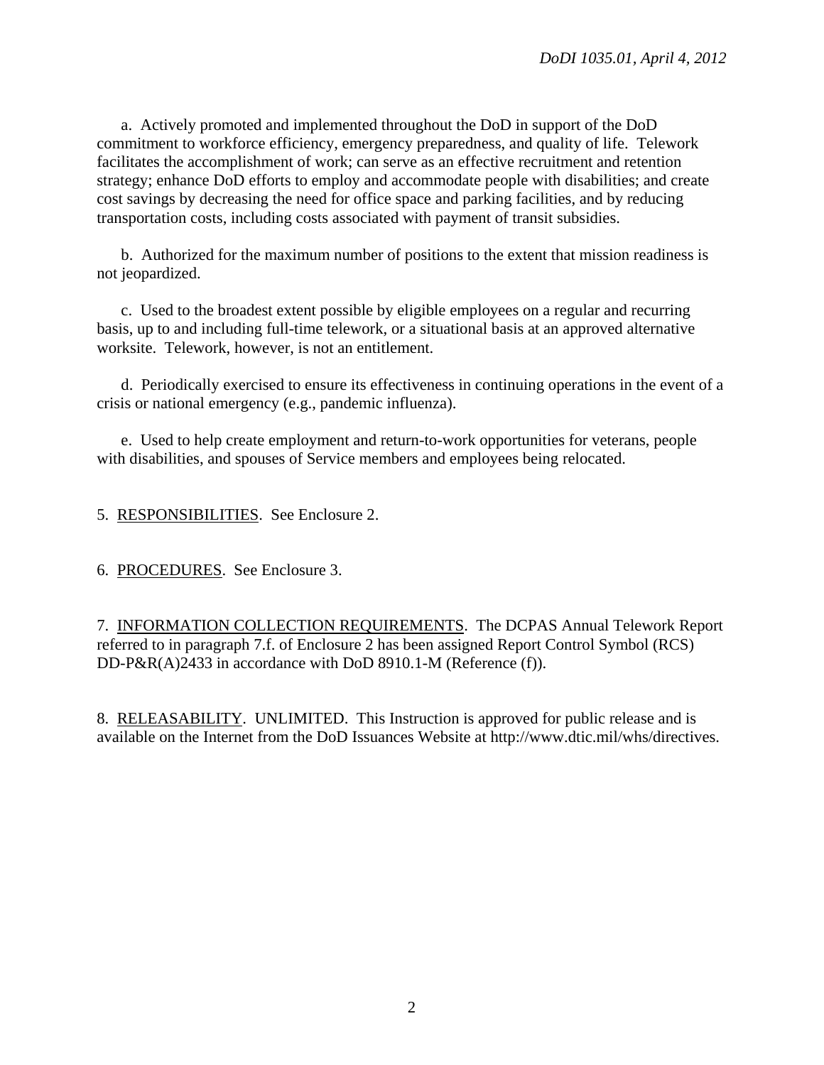a. Actively promoted and implemented throughout the DoD in support of the DoD commitment to workforce efficiency, emergency preparedness, and quality of life. Telework facilitates the accomplishment of work; can serve as an effective recruitment and retention strategy; enhance DoD efforts to employ and accommodate people with disabilities; and create cost savings by decreasing the need for office space and parking facilities, and by reducing transportation costs, including costs associated with payment of transit subsidies.

b. Authorized for the maximum number of positions to the extent that mission readiness is not jeopardized.

c. Used to the broadest extent possible by eligible employees on a regular and recurring basis, up to and including full-time telework, or a situational basis at an approved alternative worksite. Telework, however, is not an entitlement.

d. Periodically exercised to ensure its effectiveness in continuing operations in the event of a crisis or national emergency (e.g., pandemic influenza).

e. Used to help create employment and return-to-work opportunities for veterans, people with disabilities, and spouses of Service members and employees being relocated.

5. RESPONSIBILITIES. See Enclosure 2.

6. PROCEDURES. See Enclosure 3.

7. INFORMATION COLLECTION REQUIREMENTS. The DCPAS Annual Telework Report referred to in paragraph 7.f. of Enclosure 2 has been assigned Report Control Symbol (RCS) DD-P&R(A)2433 in accordance with DoD 8910.1-M (Reference (f)).

8. RELEASABILITY. UNLIMITED. This Instruction is approved for public release and is available on the Internet from the DoD Issuances Website at http://www.dtic.mil/whs/directives.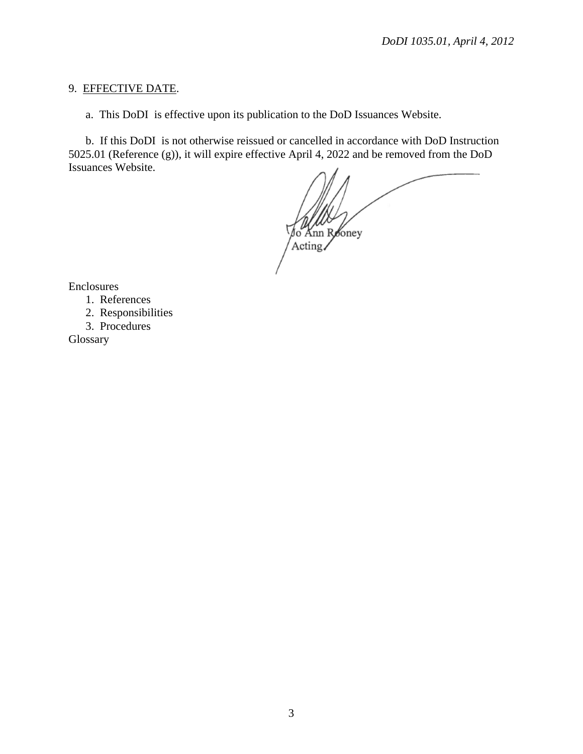9. <u>EFFECTIVE DATE</u>.

a. This DoDI is effective upon its publication to the DoD Issuances Website.

b. If this DoDI is not otherwise reissued or cancelled in accordance with DoD Instruction 5025.01 (Reference (g)), it will expire effective April 4, 2022 and be removed from the DoD Issuances Website.

Jo Ann Rooney
Acting

Enclosures
1. References
2. Responsibilities
3. Procedures

Glossary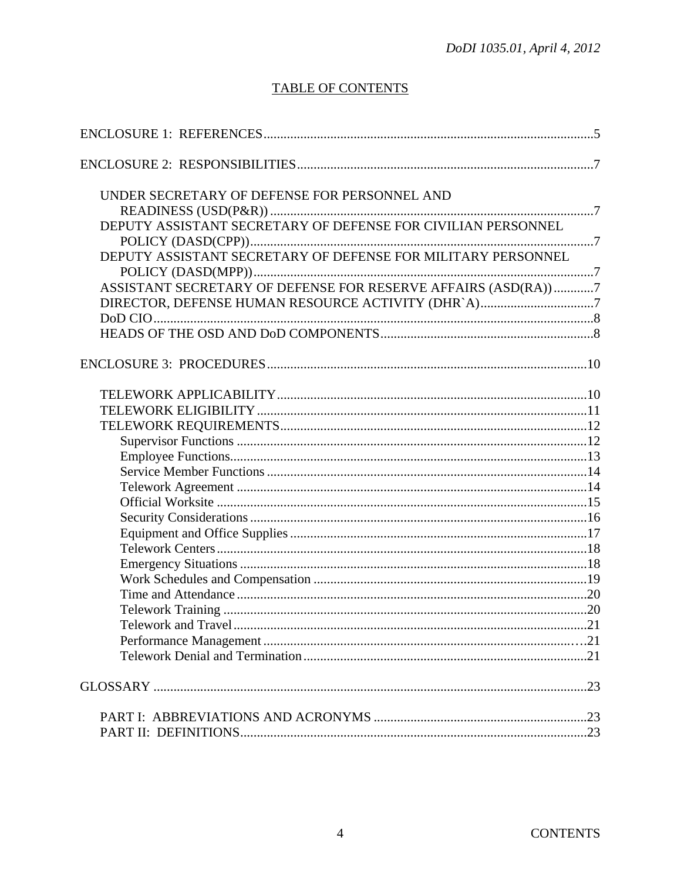## TABLE OF CONTENTS

ENCLOSURE 1: REFERENCES ..... 5

ENCLOSURE 2: RESPONSIBILITIES ..... 7

- UNDER SECRETARY OF DEFENSE FOR PERSONNEL AND READINESS (USD(P&R)) ..... 7
- DEPUTY ASSISTANT SECRETARY OF DEFENSE FOR CIVILIAN PERSONNEL POLICY (DASD(CPP)) ..... 7
- DEPUTY ASSISTANT SECRETARY OF DEFENSE FOR MILITARY PERSONNEL POLICY (DASD(MPP)) ..... 7
- ASSISTANT SECRETARY OF DEFENSE FOR RESERVE AFFAIRS (ASD(RA)) ..... 7
- DIRECTOR, DEFENSE HUMAN RESOURCE ACTIVITY (DHR`A) ..... 7
- DoD CIO ..... 8
- HEADS OF THE OSD AND DoD COMPONENTS ..... 8

ENCLOSURE 3: PROCEDURES ..... 10

- TELEWORK APPLICABILITY ..... 10
- TELEWORK ELIGIBILITY ..... 11
- TELEWORK REQUIREMENTS ..... 12
  - Supervisor Functions ..... 12
  - Employee Functions ..... 13
  - Service Member Functions ..... 14
  - Telework Agreement ..... 14
  - Official Worksite ..... 15
  - Security Considerations ..... 16
  - Equipment and Office Supplies ..... 17
  - Telework Centers ..... 18
  - Emergency Situations ..... 18
  - Work Schedules and Compensation ..... 19
  - Time and Attendance ..... 20
  - Telework Training ..... 20
  - Telework and Travel ..... 21
  - Performance Management ..... 21
  - Telework Denial and Termination ..... 21

GLOSSARY ..... 23

- PART I: ABBREVIATIONS AND ACRONYMS ..... 23
- PART II: DEFINITIONS ..... 23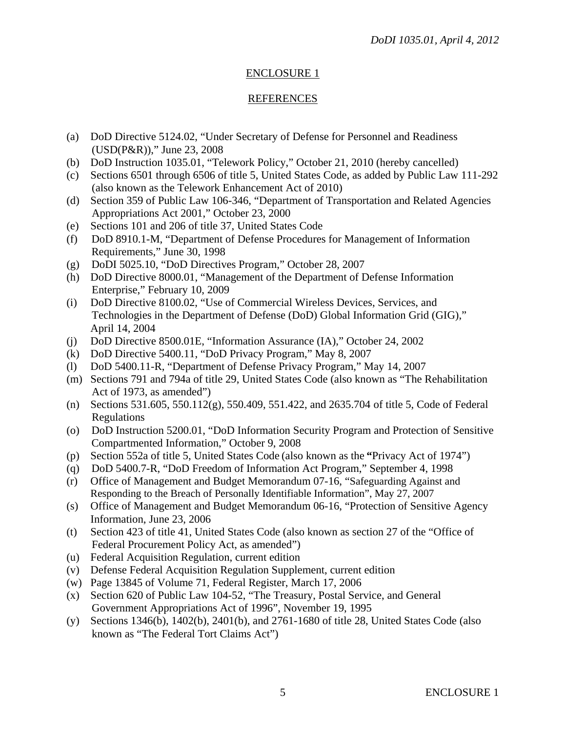## ENCLOSURE 1

## REFERENCES

(a) DoD Directive 5124.02, "Under Secretary of Defense for Personnel and Readiness (USD(P&R))," June 23, 2008
(b) DoD Instruction 1035.01, "Telework Policy," October 21, 2010 (hereby cancelled)
(c) Sections 6501 through 6506 of title 5, United States Code, as added by Public Law 111-292 (also known as the Telework Enhancement Act of 2010)
(d) Section 359 of Public Law 106-346, "Department of Transportation and Related Agencies Appropriations Act 2001," October 23, 2000
(e) Sections 101 and 206 of title 37, United States Code
(f) DoD 8910.1-M, "Department of Defense Procedures for Management of Information Requirements," June 30, 1998
(g) DoDI 5025.10, "DoD Directives Program," October 28, 2007
(h) DoD Directive 8000.01, "Management of the Department of Defense Information Enterprise," February 10, 2009
(i) DoD Directive 8100.02, "Use of Commercial Wireless Devices, Services, and Technologies in the Department of Defense (DoD) Global Information Grid (GIG)," April 14, 2004
(j) DoD Directive 8500.01E, "Information Assurance (IA)," October 24, 2002
(k) DoD Directive 5400.11, "DoD Privacy Program," May 8, 2007
(l) DoD 5400.11-R, "Department of Defense Privacy Program," May 14, 2007
(m) Sections 791 and 794a of title 29, United States Code (also known as "The Rehabilitation Act of 1973, as amended")
(n) Sections 531.605, 550.112(g), 550.409, 551.422, and 2635.704 of title 5, Code of Federal Regulations
(o) DoD Instruction 5200.01, "DoD Information Security Program and Protection of Sensitive Compartmented Information," October 9, 2008
(p) Section 552a of title 5, United States Code (also known as the **"**Privacy Act of 1974")
(q) DoD 5400.7-R, "DoD Freedom of Information Act Program," September 4, 1998
(r) Office of Management and Budget Memorandum 07-16, "Safeguarding Against and Responding to the Breach of Personally Identifiable Information", May 27, 2007
(s) Office of Management and Budget Memorandum 06-16, "Protection of Sensitive Agency Information, June 23, 2006
(t) Section 423 of title 41, United States Code (also known as section 27 of the "Office of Federal Procurement Policy Act, as amended")
(u) Federal Acquisition Regulation, current edition
(v) Defense Federal Acquisition Regulation Supplement, current edition
(w) Page 13845 of Volume 71, Federal Register, March 17, 2006
(x) Section 620 of Public Law 104-52, "The Treasury, Postal Service, and General Government Appropriations Act of 1996", November 19, 1995
(y) Sections 1346(b), 1402(b), 2401(b), and 2761-1680 of title 28, United States Code (also known as "The Federal Tort Claims Act")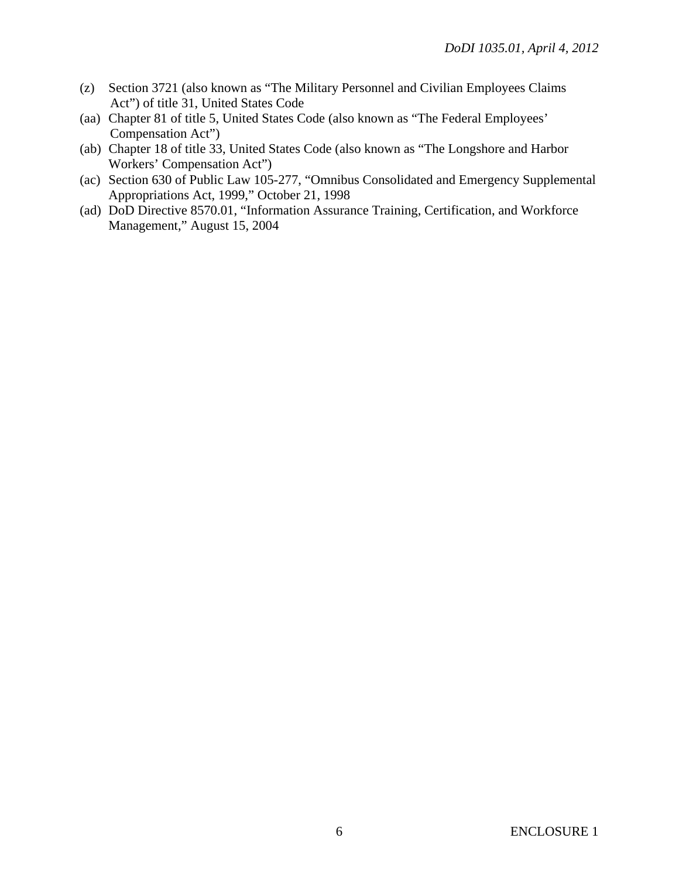(z) Section 3721 (also known as "The Military Personnel and Civilian Employees Claims Act") of title 31, United States Code

(aa) Chapter 81 of title 5, United States Code (also known as "The Federal Employees' Compensation Act")

(ab) Chapter 18 of title 33, United States Code (also known as "The Longshore and Harbor Workers' Compensation Act")

(ac) Section 630 of Public Law 105-277, "Omnibus Consolidated and Emergency Supplemental Appropriations Act, 1999," October 21, 1998

(ad) DoD Directive 8570.01, "Information Assurance Training, Certification, and Workforce Management," August 15, 2004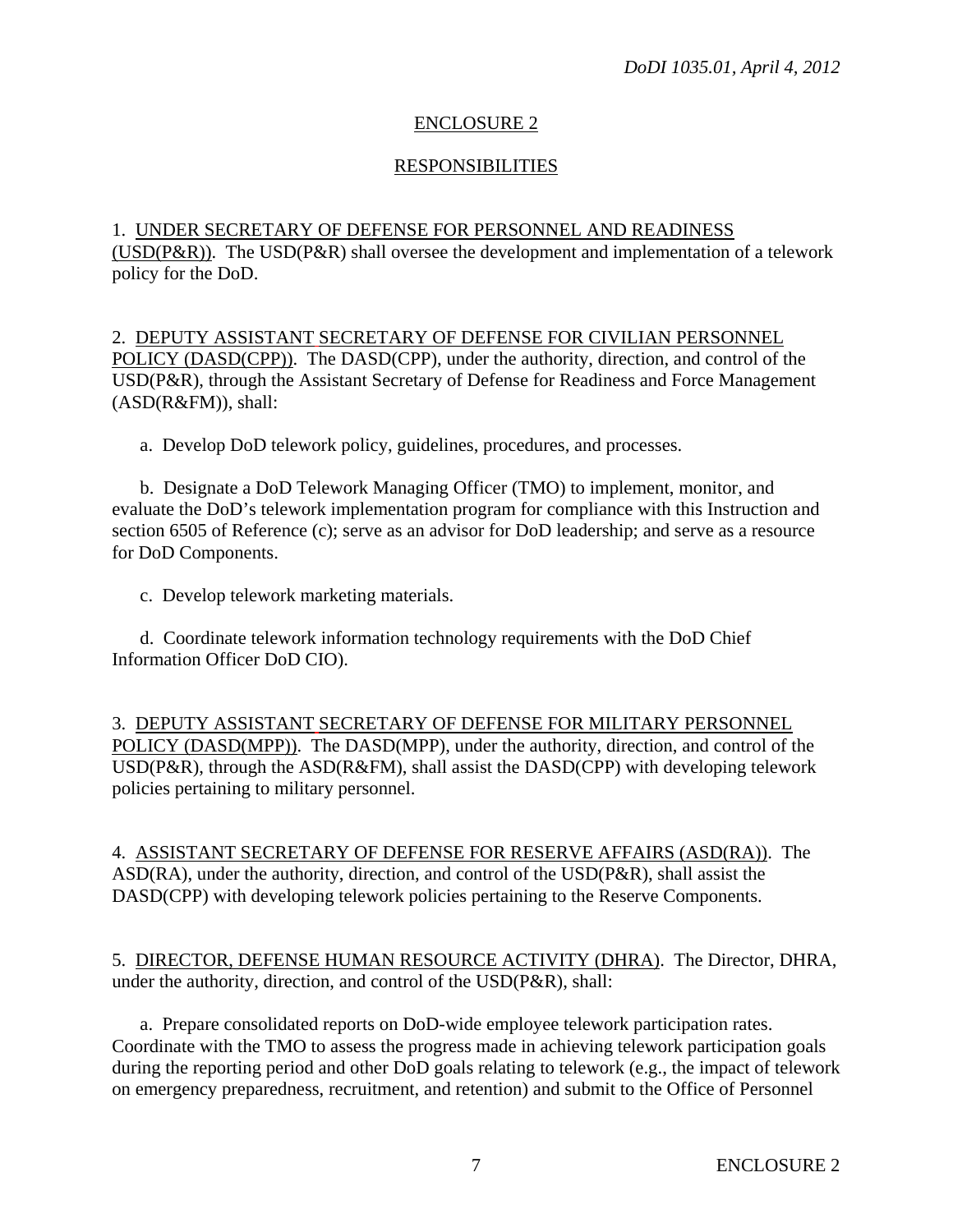## ENCLOSURE 2

## RESPONSIBILITIES

1. UNDER SECRETARY OF DEFENSE FOR PERSONNEL AND READINESS (USD(P&R)). The USD(P&R) shall oversee the development and implementation of a telework policy for the DoD.

2. DEPUTY ASSISTANT SECRETARY OF DEFENSE FOR CIVILIAN PERSONNEL POLICY (DASD(CPP)). The DASD(CPP), under the authority, direction, and control of the USD(P&R), through the Assistant Secretary of Defense for Readiness and Force Management (ASD(R&FM)), shall:

a. Develop DoD telework policy, guidelines, procedures, and processes.

b. Designate a DoD Telework Managing Officer (TMO) to implement, monitor, and evaluate the DoD's telework implementation program for compliance with this Instruction and section 6505 of Reference (c); serve as an advisor for DoD leadership; and serve as a resource for DoD Components.

c. Develop telework marketing materials.

d. Coordinate telework information technology requirements with the DoD Chief Information Officer DoD CIO).

3. DEPUTY ASSISTANT SECRETARY OF DEFENSE FOR MILITARY PERSONNEL POLICY (DASD(MPP)). The DASD(MPP), under the authority, direction, and control of the USD(P&R), through the ASD(R&FM), shall assist the DASD(CPP) with developing telework policies pertaining to military personnel.

4. ASSISTANT SECRETARY OF DEFENSE FOR RESERVE AFFAIRS (ASD(RA)). The ASD(RA), under the authority, direction, and control of the USD(P&R), shall assist the DASD(CPP) with developing telework policies pertaining to the Reserve Components.

5. DIRECTOR, DEFENSE HUMAN RESOURCE ACTIVITY (DHRA). The Director, DHRA, under the authority, direction, and control of the USD(P&R), shall:

a. Prepare consolidated reports on DoD-wide employee telework participation rates. Coordinate with the TMO to assess the progress made in achieving telework participation goals during the reporting period and other DoD goals relating to telework (e.g., the impact of telework on emergency preparedness, recruitment, and retention) and submit to the Office of Personnel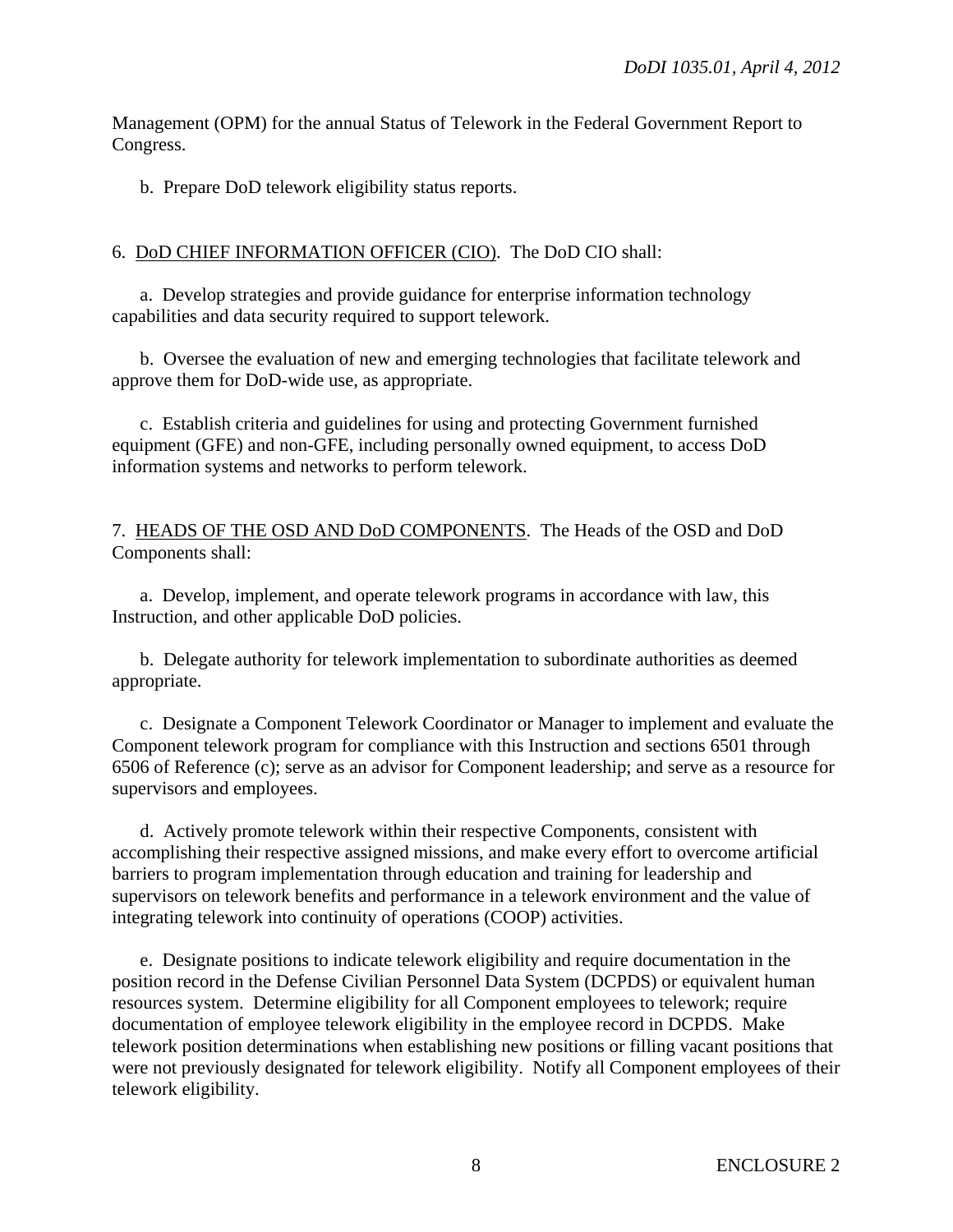Management (OPM) for the annual Status of Telework in the Federal Government Report to Congress.

b. Prepare DoD telework eligibility status reports.

6. DoD CHIEF INFORMATION OFFICER (CIO). The DoD CIO shall:

a. Develop strategies and provide guidance for enterprise information technology capabilities and data security required to support telework.

b. Oversee the evaluation of new and emerging technologies that facilitate telework and approve them for DoD-wide use, as appropriate.

c. Establish criteria and guidelines for using and protecting Government furnished equipment (GFE) and non-GFE, including personally owned equipment, to access DoD information systems and networks to perform telework.

7. HEADS OF THE OSD AND DoD COMPONENTS. The Heads of the OSD and DoD Components shall:

a. Develop, implement, and operate telework programs in accordance with law, this Instruction, and other applicable DoD policies.

b. Delegate authority for telework implementation to subordinate authorities as deemed appropriate.

c. Designate a Component Telework Coordinator or Manager to implement and evaluate the Component telework program for compliance with this Instruction and sections 6501 through 6506 of Reference (c); serve as an advisor for Component leadership; and serve as a resource for supervisors and employees.

d. Actively promote telework within their respective Components, consistent with accomplishing their respective assigned missions, and make every effort to overcome artificial barriers to program implementation through education and training for leadership and supervisors on telework benefits and performance in a telework environment and the value of integrating telework into continuity of operations (COOP) activities.

e. Designate positions to indicate telework eligibility and require documentation in the position record in the Defense Civilian Personnel Data System (DCPDS) or equivalent human resources system. Determine eligibility for all Component employees to telework; require documentation of employee telework eligibility in the employee record in DCPDS. Make telework position determinations when establishing new positions or filling vacant positions that were not previously designated for telework eligibility. Notify all Component employees of their telework eligibility.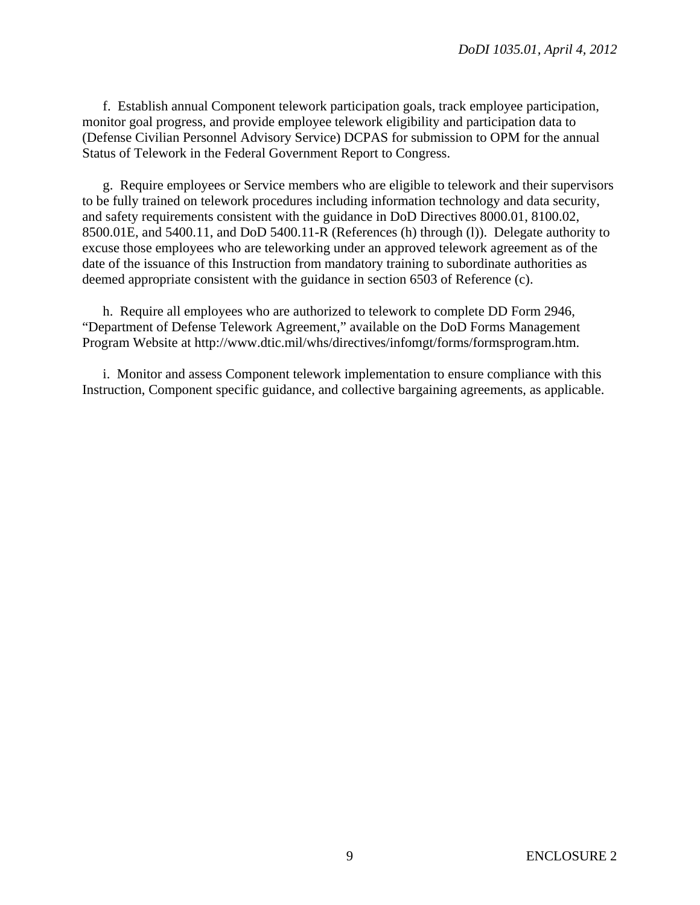f. Establish annual Component telework participation goals, track employee participation, monitor goal progress, and provide employee telework eligibility and participation data to (Defense Civilian Personnel Advisory Service) DCPAS for submission to OPM for the annual Status of Telework in the Federal Government Report to Congress.

g. Require employees or Service members who are eligible to telework and their supervisors to be fully trained on telework procedures including information technology and data security, and safety requirements consistent with the guidance in DoD Directives 8000.01, 8100.02, 8500.01E, and 5400.11, and DoD 5400.11-R (References (h) through (l)). Delegate authority to excuse those employees who are teleworking under an approved telework agreement as of the date of the issuance of this Instruction from mandatory training to subordinate authorities as deemed appropriate consistent with the guidance in section 6503 of Reference (c).

h. Require all employees who are authorized to telework to complete DD Form 2946, "Department of Defense Telework Agreement," available on the DoD Forms Management Program Website at http://www.dtic.mil/whs/directives/infomgt/forms/formsprogram.htm.

i. Monitor and assess Component telework implementation to ensure compliance with this Instruction, Component specific guidance, and collective bargaining agreements, as applicable.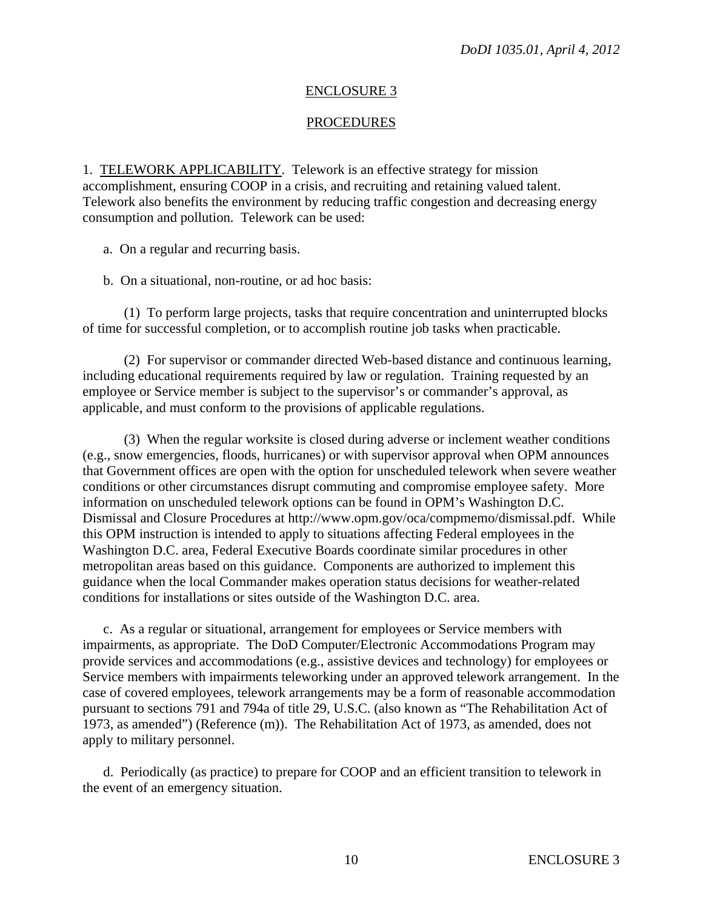## ENCLOSURE 3

## PROCEDURES

1. TELEWORK APPLICABILITY. Telework is an effective strategy for mission accomplishment, ensuring COOP in a crisis, and recruiting and retaining valued talent. Telework also benefits the environment by reducing traffic congestion and decreasing energy consumption and pollution. Telework can be used:

a. On a regular and recurring basis.

b. On a situational, non-routine, or ad hoc basis:

(1) To perform large projects, tasks that require concentration and uninterrupted blocks of time for successful completion, or to accomplish routine job tasks when practicable.

(2) For supervisor or commander directed Web-based distance and continuous learning, including educational requirements required by law or regulation. Training requested by an employee or Service member is subject to the supervisor's or commander's approval, as applicable, and must conform to the provisions of applicable regulations.

(3) When the regular worksite is closed during adverse or inclement weather conditions (e.g., snow emergencies, floods, hurricanes) or with supervisor approval when OPM announces that Government offices are open with the option for unscheduled telework when severe weather conditions or other circumstances disrupt commuting and compromise employee safety. More information on unscheduled telework options can be found in OPM's Washington D.C. Dismissal and Closure Procedures at http://www.opm.gov/oca/compmemo/dismissal.pdf. While this OPM instruction is intended to apply to situations affecting Federal employees in the Washington D.C. area, Federal Executive Boards coordinate similar procedures in other metropolitan areas based on this guidance. Components are authorized to implement this guidance when the local Commander makes operation status decisions for weather-related conditions for installations or sites outside of the Washington D.C. area.

c. As a regular or situational, arrangement for employees or Service members with impairments, as appropriate. The DoD Computer/Electronic Accommodations Program may provide services and accommodations (e.g., assistive devices and technology) for employees or Service members with impairments teleworking under an approved telework arrangement. In the case of covered employees, telework arrangements may be a form of reasonable accommodation pursuant to sections 791 and 794a of title 29, U.S.C. (also known as "The Rehabilitation Act of 1973, as amended") (Reference (m)). The Rehabilitation Act of 1973, as amended, does not apply to military personnel.

d. Periodically (as practice) to prepare for COOP and an efficient transition to telework in the event of an emergency situation.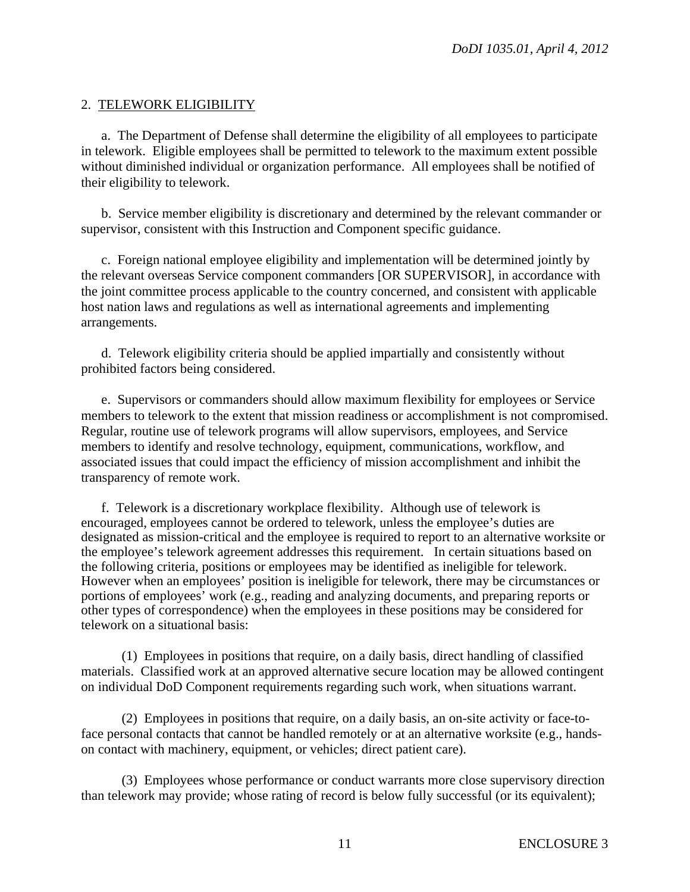## 2. TELEWORK ELIGIBILITY

a. The Department of Defense shall determine the eligibility of all employees to participate in telework. Eligible employees shall be permitted to telework to the maximum extent possible without diminished individual or organization performance. All employees shall be notified of their eligibility to telework.

b. Service member eligibility is discretionary and determined by the relevant commander or supervisor, consistent with this Instruction and Component specific guidance.

c. Foreign national employee eligibility and implementation will be determined jointly by the relevant overseas Service component commanders [OR SUPERVISOR], in accordance with the joint committee process applicable to the country concerned, and consistent with applicable host nation laws and regulations as well as international agreements and implementing arrangements.

d. Telework eligibility criteria should be applied impartially and consistently without prohibited factors being considered.

e. Supervisors or commanders should allow maximum flexibility for employees or Service members to telework to the extent that mission readiness or accomplishment is not compromised. Regular, routine use of telework programs will allow supervisors, employees, and Service members to identify and resolve technology, equipment, communications, workflow, and associated issues that could impact the efficiency of mission accomplishment and inhibit the transparency of remote work.

f. Telework is a discretionary workplace flexibility. Although use of telework is encouraged, employees cannot be ordered to telework, unless the employee's duties are designated as mission-critical and the employee is required to report to an alternative worksite or the employee's telework agreement addresses this requirement. In certain situations based on the following criteria, positions or employees may be identified as ineligible for telework. However when an employees' position is ineligible for telework, there may be circumstances or portions of employees' work (e.g., reading and analyzing documents, and preparing reports or other types of correspondence) when the employees in these positions may be considered for telework on a situational basis:

(1) Employees in positions that require, on a daily basis, direct handling of classified materials. Classified work at an approved alternative secure location may be allowed contingent on individual DoD Component requirements regarding such work, when situations warrant.

(2) Employees in positions that require, on a daily basis, an on-site activity or face-to-face personal contacts that cannot be handled remotely or at an alternative worksite (e.g., hands-on contact with machinery, equipment, or vehicles; direct patient care).

(3) Employees whose performance or conduct warrants more close supervisory direction than telework may provide; whose rating of record is below fully successful (or its equivalent);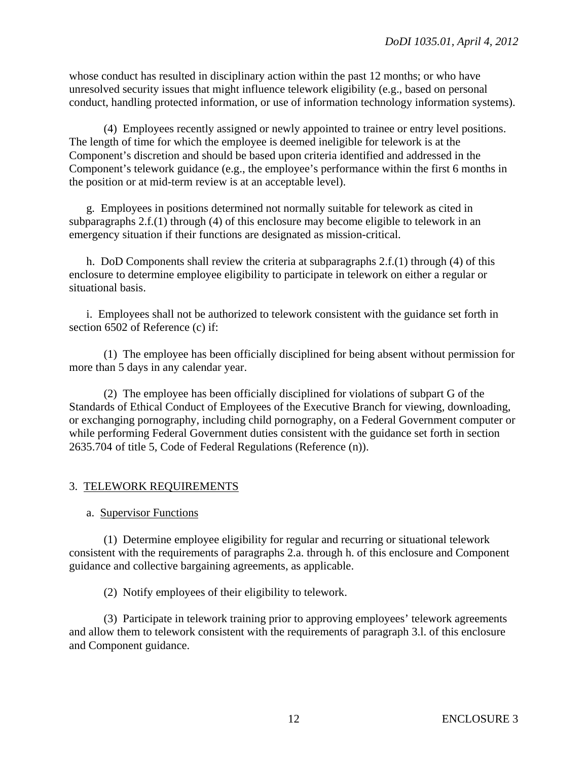whose conduct has resulted in disciplinary action within the past 12 months; or who have unresolved security issues that might influence telework eligibility (e.g., based on personal conduct, handling protected information, or use of information technology information systems).

(4) Employees recently assigned or newly appointed to trainee or entry level positions. The length of time for which the employee is deemed ineligible for telework is at the Component's discretion and should be based upon criteria identified and addressed in the Component's telework guidance (e.g., the employee's performance within the first 6 months in the position or at mid-term review is at an acceptable level).

g. Employees in positions determined not normally suitable for telework as cited in subparagraphs 2.f.(1) through (4) of this enclosure may become eligible to telework in an emergency situation if their functions are designated as mission-critical.

h. DoD Components shall review the criteria at subparagraphs 2.f.(1) through (4) of this enclosure to determine employee eligibility to participate in telework on either a regular or situational basis.

i. Employees shall not be authorized to telework consistent with the guidance set forth in section 6502 of Reference (c) if:

(1) The employee has been officially disciplined for being absent without permission for more than 5 days in any calendar year.

(2) The employee has been officially disciplined for violations of subpart G of the Standards of Ethical Conduct of Employees of the Executive Branch for viewing, downloading, or exchanging pornography, including child pornography, on a Federal Government computer or while performing Federal Government duties consistent with the guidance set forth in section 2635.704 of title 5, Code of Federal Regulations (Reference (n)).

## 3. TELEWORK REQUIREMENTS

### a. Supervisor Functions

(1) Determine employee eligibility for regular and recurring or situational telework consistent with the requirements of paragraphs 2.a. through h. of this enclosure and Component guidance and collective bargaining agreements, as applicable.

(2) Notify employees of their eligibility to telework.

(3) Participate in telework training prior to approving employees' telework agreements and allow them to telework consistent with the requirements of paragraph 3.l. of this enclosure and Component guidance.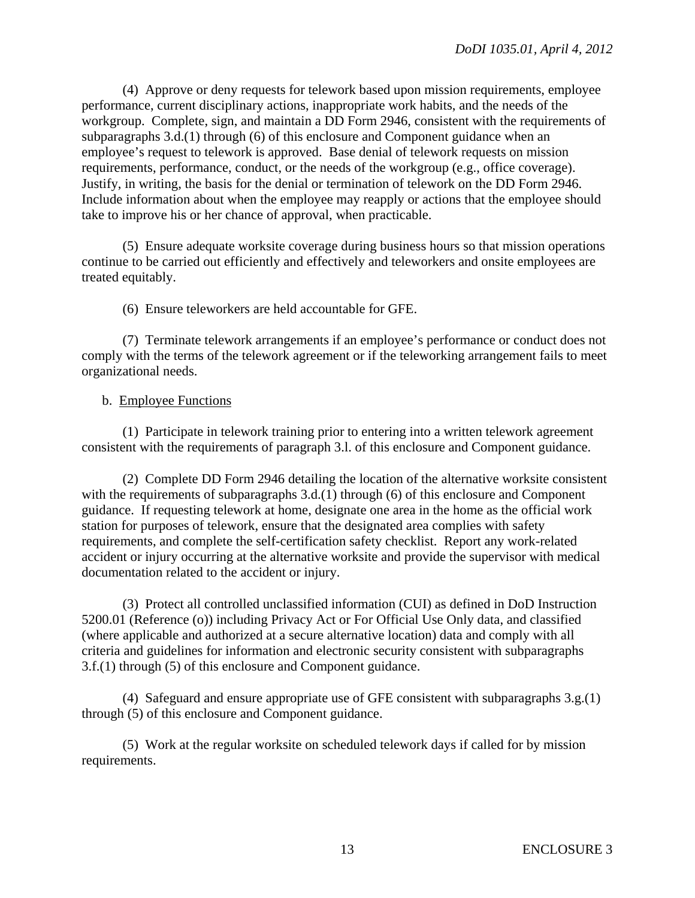(4) Approve or deny requests for telework based upon mission requirements, employee performance, current disciplinary actions, inappropriate work habits, and the needs of the workgroup. Complete, sign, and maintain a DD Form 2946, consistent with the requirements of subparagraphs 3.d.(1) through (6) of this enclosure and Component guidance when an employee's request to telework is approved. Base denial of telework requests on mission requirements, performance, conduct, or the needs of the workgroup (e.g., office coverage). Justify, in writing, the basis for the denial or termination of telework on the DD Form 2946. Include information about when the employee may reapply or actions that the employee should take to improve his or her chance of approval, when practicable.

(5) Ensure adequate worksite coverage during business hours so that mission operations continue to be carried out efficiently and effectively and teleworkers and onsite employees are treated equitably.

(6) Ensure teleworkers are held accountable for GFE.

(7) Terminate telework arrangements if an employee's performance or conduct does not comply with the terms of the telework agreement or if the teleworking arrangement fails to meet organizational needs.

b. Employee Functions

(1) Participate in telework training prior to entering into a written telework agreement consistent with the requirements of paragraph 3.l. of this enclosure and Component guidance.

(2) Complete DD Form 2946 detailing the location of the alternative worksite consistent with the requirements of subparagraphs 3.d.(1) through (6) of this enclosure and Component guidance. If requesting telework at home, designate one area in the home as the official work station for purposes of telework, ensure that the designated area complies with safety requirements, and complete the self-certification safety checklist. Report any work-related accident or injury occurring at the alternative worksite and provide the supervisor with medical documentation related to the accident or injury.

(3) Protect all controlled unclassified information (CUI) as defined in DoD Instruction 5200.01 (Reference (o)) including Privacy Act or For Official Use Only data, and classified (where applicable and authorized at a secure alternative location) data and comply with all criteria and guidelines for information and electronic security consistent with subparagraphs 3.f.(1) through (5) of this enclosure and Component guidance.

(4) Safeguard and ensure appropriate use of GFE consistent with subparagraphs 3.g.(1) through (5) of this enclosure and Component guidance.

(5) Work at the regular worksite on scheduled telework days if called for by mission requirements.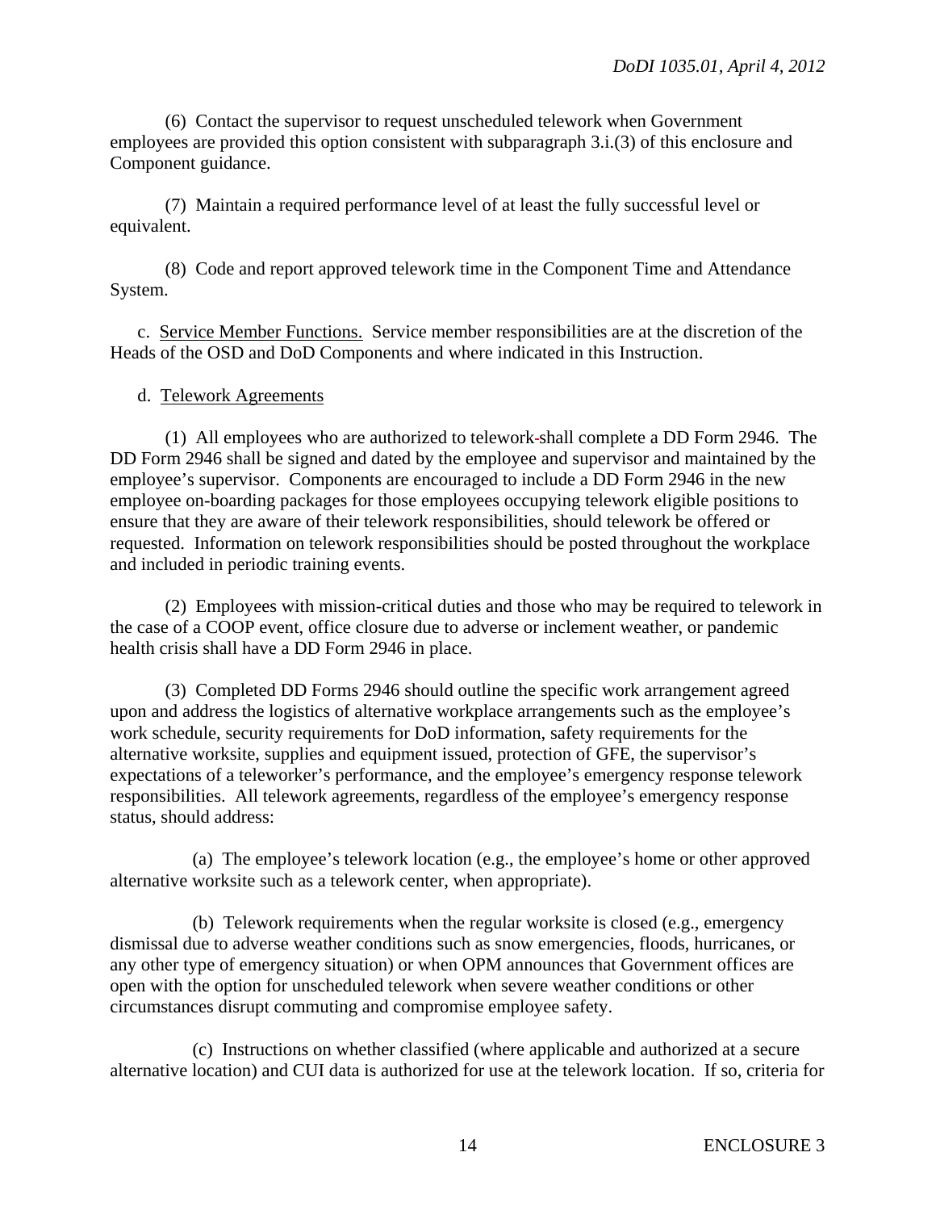(6) Contact the supervisor to request unscheduled telework when Government employees are provided this option consistent with subparagraph 3.i.(3) of this enclosure and Component guidance.

(7) Maintain a required performance level of at least the fully successful level or equivalent.

(8) Code and report approved telework time in the Component Time and Attendance System.

c. Service Member Functions. Service member responsibilities are at the discretion of the Heads of the OSD and DoD Components and where indicated in this Instruction.

d. Telework Agreements

(1) All employees who are authorized to telework shall complete a DD Form 2946. The DD Form 2946 shall be signed and dated by the employee and supervisor and maintained by the employee's supervisor. Components are encouraged to include a DD Form 2946 in the new employee on-boarding packages for those employees occupying telework eligible positions to ensure that they are aware of their telework responsibilities, should telework be offered or requested. Information on telework responsibilities should be posted throughout the workplace and included in periodic training events.

(2) Employees with mission-critical duties and those who may be required to telework in the case of a COOP event, office closure due to adverse or inclement weather, or pandemic health crisis shall have a DD Form 2946 in place.

(3) Completed DD Forms 2946 should outline the specific work arrangement agreed upon and address the logistics of alternative workplace arrangements such as the employee's work schedule, security requirements for DoD information, safety requirements for the alternative worksite, supplies and equipment issued, protection of GFE, the supervisor's expectations of a teleworker's performance, and the employee's emergency response telework responsibilities. All telework agreements, regardless of the employee's emergency response status, should address:

(a) The employee's telework location (e.g., the employee's home or other approved alternative worksite such as a telework center, when appropriate).

(b) Telework requirements when the regular worksite is closed (e.g., emergency dismissal due to adverse weather conditions such as snow emergencies, floods, hurricanes, or any other type of emergency situation) or when OPM announces that Government offices are open with the option for unscheduled telework when severe weather conditions or other circumstances disrupt commuting and compromise employee safety.

(c) Instructions on whether classified (where applicable and authorized at a secure alternative location) and CUI data is authorized for use at the telework location. If so, criteria for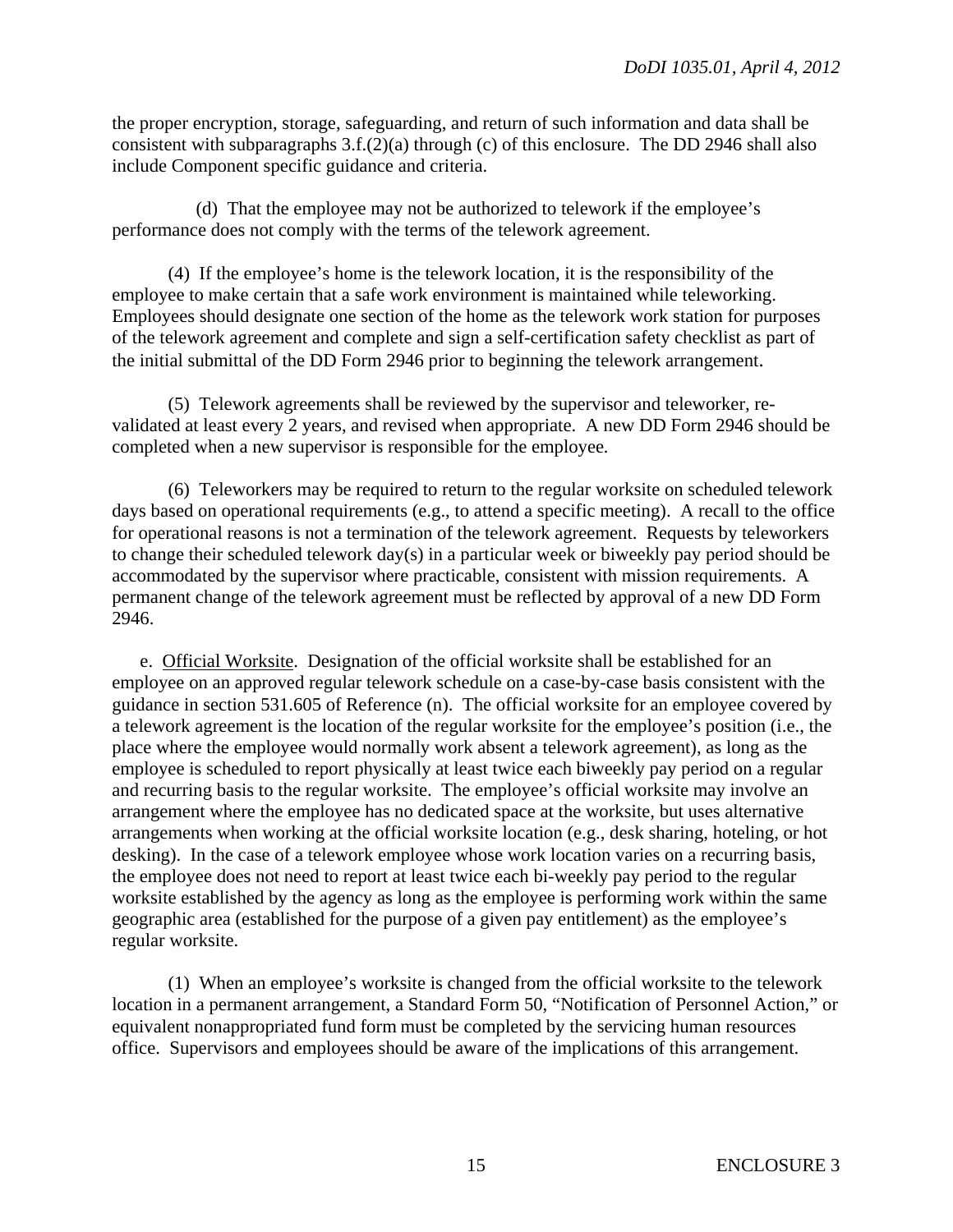the proper encryption, storage, safeguarding, and return of such information and data shall be consistent with subparagraphs 3.f.(2)(a) through (c) of this enclosure. The DD 2946 shall also include Component specific guidance and criteria.

(d) That the employee may not be authorized to telework if the employee's performance does not comply with the terms of the telework agreement.

(4) If the employee's home is the telework location, it is the responsibility of the employee to make certain that a safe work environment is maintained while teleworking. Employees should designate one section of the home as the telework work station for purposes of the telework agreement and complete and sign a self-certification safety checklist as part of the initial submittal of the DD Form 2946 prior to beginning the telework arrangement.

(5) Telework agreements shall be reviewed by the supervisor and teleworker, re-validated at least every 2 years, and revised when appropriate. A new DD Form 2946 should be completed when a new supervisor is responsible for the employee.

(6) Teleworkers may be required to return to the regular worksite on scheduled telework days based on operational requirements (e.g., to attend a specific meeting). A recall to the office for operational reasons is not a termination of the telework agreement. Requests by teleworkers to change their scheduled telework day(s) in a particular week or biweekly pay period should be accommodated by the supervisor where practicable, consistent with mission requirements. A permanent change of the telework agreement must be reflected by approval of a new DD Form 2946.

e. Official Worksite. Designation of the official worksite shall be established for an employee on an approved regular telework schedule on a case-by-case basis consistent with the guidance in section 531.605 of Reference (n). The official worksite for an employee covered by a telework agreement is the location of the regular worksite for the employee's position (i.e., the place where the employee would normally work absent a telework agreement), as long as the employee is scheduled to report physically at least twice each biweekly pay period on a regular and recurring basis to the regular worksite. The employee's official worksite may involve an arrangement where the employee has no dedicated space at the worksite, but uses alternative arrangements when working at the official worksite location (e.g., desk sharing, hoteling, or hot desking). In the case of a telework employee whose work location varies on a recurring basis, the employee does not need to report at least twice each bi-weekly pay period to the regular worksite established by the agency as long as the employee is performing work within the same geographic area (established for the purpose of a given pay entitlement) as the employee's regular worksite.

(1) When an employee's worksite is changed from the official worksite to the telework location in a permanent arrangement, a Standard Form 50, "Notification of Personnel Action," or equivalent nonappropriated fund form must be completed by the servicing human resources office. Supervisors and employees should be aware of the implications of this arrangement.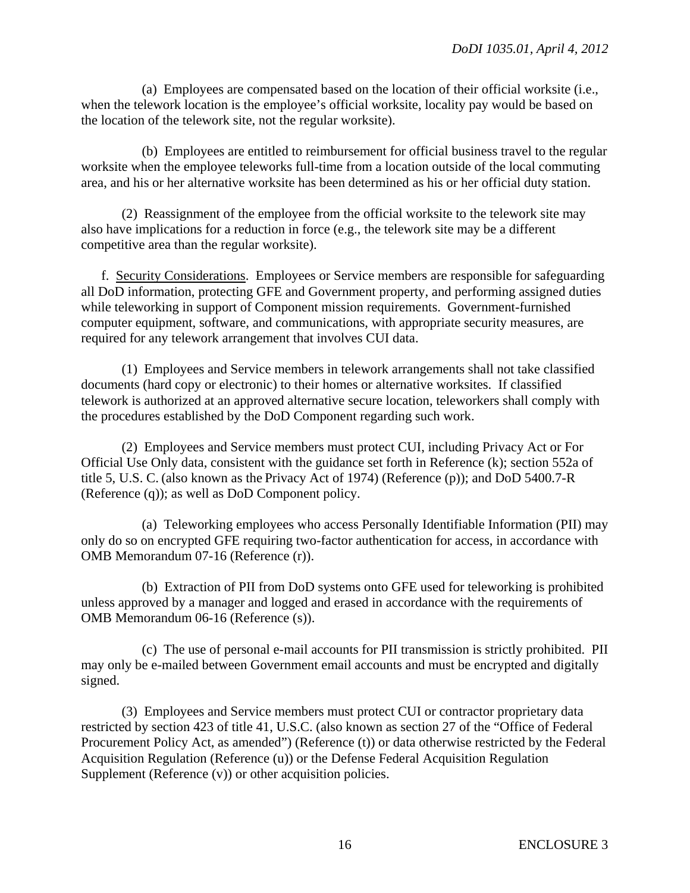(a) Employees are compensated based on the location of their official worksite (i.e., when the telework location is the employee's official worksite, locality pay would be based on the location of the telework site, not the regular worksite).

(b) Employees are entitled to reimbursement for official business travel to the regular worksite when the employee teleworks full-time from a location outside of the local commuting area, and his or her alternative worksite has been determined as his or her official duty station.

(2) Reassignment of the employee from the official worksite to the telework site may also have implications for a reduction in force (e.g., the telework site may be a different competitive area than the regular worksite).

f. Security Considerations. Employees or Service members are responsible for safeguarding all DoD information, protecting GFE and Government property, and performing assigned duties while teleworking in support of Component mission requirements. Government-furnished computer equipment, software, and communications, with appropriate security measures, are required for any telework arrangement that involves CUI data.

(1) Employees and Service members in telework arrangements shall not take classified documents (hard copy or electronic) to their homes or alternative worksites. If classified telework is authorized at an approved alternative secure location, teleworkers shall comply with the procedures established by the DoD Component regarding such work.

(2) Employees and Service members must protect CUI, including Privacy Act or For Official Use Only data, consistent with the guidance set forth in Reference (k); section 552a of title 5, U.S. C. (also known as the Privacy Act of 1974) (Reference (p)); and DoD 5400.7-R (Reference (q)); as well as DoD Component policy.

(a) Teleworking employees who access Personally Identifiable Information (PII) may only do so on encrypted GFE requiring two-factor authentication for access, in accordance with OMB Memorandum 07-16 (Reference (r)).

(b) Extraction of PII from DoD systems onto GFE used for teleworking is prohibited unless approved by a manager and logged and erased in accordance with the requirements of OMB Memorandum 06-16 (Reference (s)).

(c) The use of personal e-mail accounts for PII transmission is strictly prohibited. PII may only be e-mailed between Government email accounts and must be encrypted and digitally signed.

(3) Employees and Service members must protect CUI or contractor proprietary data restricted by section 423 of title 41, U.S.C. (also known as section 27 of the "Office of Federal Procurement Policy Act, as amended") (Reference (t)) or data otherwise restricted by the Federal Acquisition Regulation (Reference (u)) or the Defense Federal Acquisition Regulation Supplement (Reference (v)) or other acquisition policies.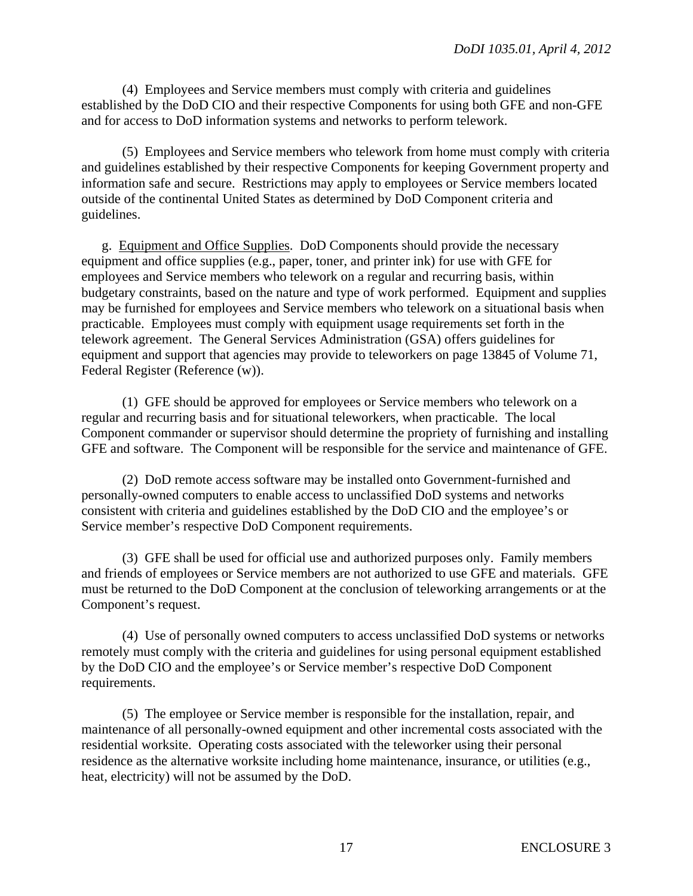(4) Employees and Service members must comply with criteria and guidelines established by the DoD CIO and their respective Components for using both GFE and non-GFE and for access to DoD information systems and networks to perform telework.

(5) Employees and Service members who telework from home must comply with criteria and guidelines established by their respective Components for keeping Government property and information safe and secure. Restrictions may apply to employees or Service members located outside of the continental United States as determined by DoD Component criteria and guidelines.

g. Equipment and Office Supplies. DoD Components should provide the necessary equipment and office supplies (e.g., paper, toner, and printer ink) for use with GFE for employees and Service members who telework on a regular and recurring basis, within budgetary constraints, based on the nature and type of work performed. Equipment and supplies may be furnished for employees and Service members who telework on a situational basis when practicable. Employees must comply with equipment usage requirements set forth in the telework agreement. The General Services Administration (GSA) offers guidelines for equipment and support that agencies may provide to teleworkers on page 13845 of Volume 71, Federal Register (Reference (w)).

(1) GFE should be approved for employees or Service members who telework on a regular and recurring basis and for situational teleworkers, when practicable. The local Component commander or supervisor should determine the propriety of furnishing and installing GFE and software. The Component will be responsible for the service and maintenance of GFE.

(2) DoD remote access software may be installed onto Government-furnished and personally-owned computers to enable access to unclassified DoD systems and networks consistent with criteria and guidelines established by the DoD CIO and the employee's or Service member's respective DoD Component requirements.

(3) GFE shall be used for official use and authorized purposes only. Family members and friends of employees or Service members are not authorized to use GFE and materials. GFE must be returned to the DoD Component at the conclusion of teleworking arrangements or at the Component's request.

(4) Use of personally owned computers to access unclassified DoD systems or networks remotely must comply with the criteria and guidelines for using personal equipment established by the DoD CIO and the employee's or Service member's respective DoD Component requirements.

(5) The employee or Service member is responsible for the installation, repair, and maintenance of all personally-owned equipment and other incremental costs associated with the residential worksite. Operating costs associated with the teleworker using their personal residence as the alternative worksite including home maintenance, insurance, or utilities (e.g., heat, electricity) will not be assumed by the DoD.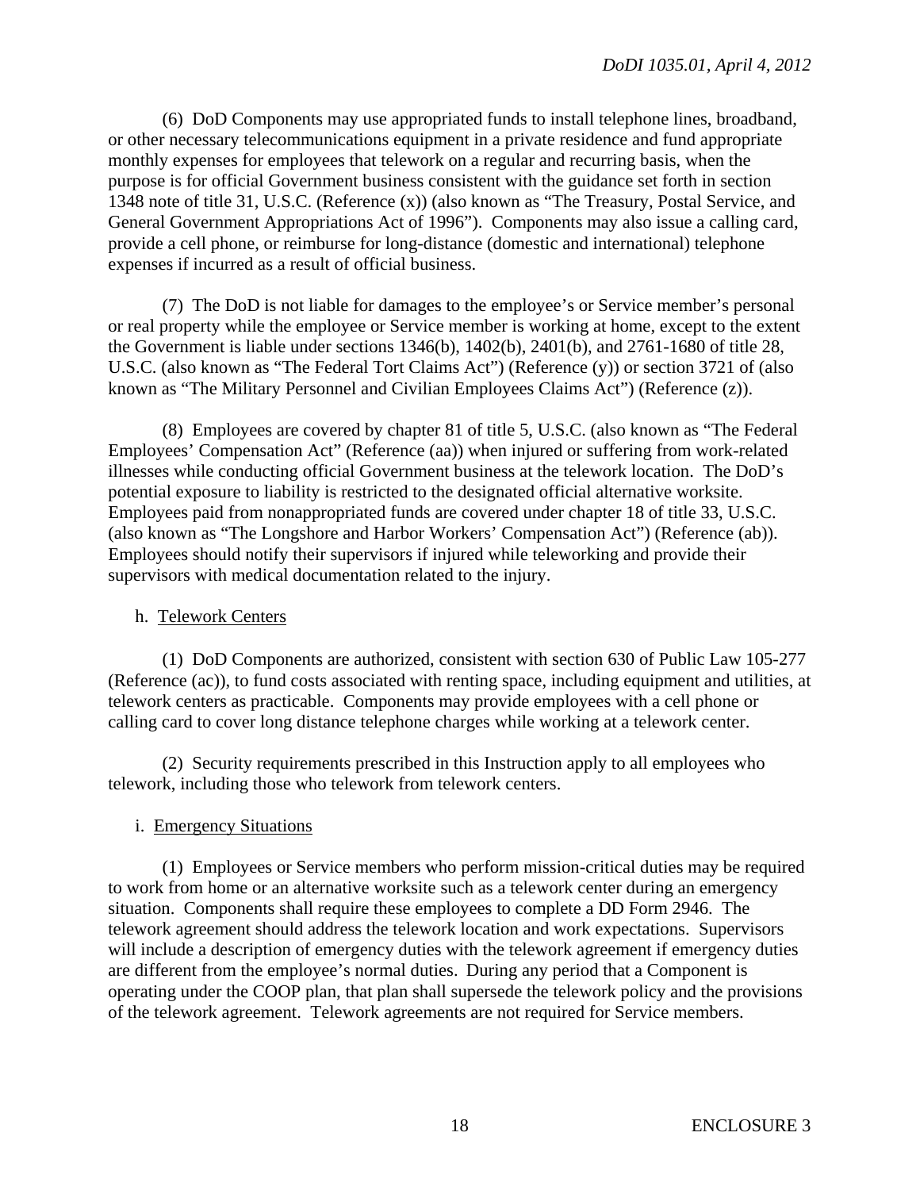(6) DoD Components may use appropriated funds to install telephone lines, broadband, or other necessary telecommunications equipment in a private residence and fund appropriate monthly expenses for employees that telework on a regular and recurring basis, when the purpose is for official Government business consistent with the guidance set forth in section 1348 note of title 31, U.S.C. (Reference (x)) (also known as "The Treasury, Postal Service, and General Government Appropriations Act of 1996"). Components may also issue a calling card, provide a cell phone, or reimburse for long-distance (domestic and international) telephone expenses if incurred as a result of official business.

(7) The DoD is not liable for damages to the employee's or Service member's personal or real property while the employee or Service member is working at home, except to the extent the Government is liable under sections 1346(b), 1402(b), 2401(b), and 2761-1680 of title 28, U.S.C. (also known as "The Federal Tort Claims Act") (Reference (y)) or section 3721 of (also known as "The Military Personnel and Civilian Employees Claims Act") (Reference (z)).

(8) Employees are covered by chapter 81 of title 5, U.S.C. (also known as "The Federal Employees' Compensation Act" (Reference (aa)) when injured or suffering from work-related illnesses while conducting official Government business at the telework location. The DoD's potential exposure to liability is restricted to the designated official alternative worksite. Employees paid from nonappropriated funds are covered under chapter 18 of title 33, U.S.C. (also known as "The Longshore and Harbor Workers' Compensation Act") (Reference (ab)). Employees should notify their supervisors if injured while teleworking and provide their supervisors with medical documentation related to the injury.

h. Telework Centers

(1) DoD Components are authorized, consistent with section 630 of Public Law 105-277 (Reference (ac)), to fund costs associated with renting space, including equipment and utilities, at telework centers as practicable. Components may provide employees with a cell phone or calling card to cover long distance telephone charges while working at a telework center.

(2) Security requirements prescribed in this Instruction apply to all employees who telework, including those who telework from telework centers.

i. Emergency Situations

(1) Employees or Service members who perform mission-critical duties may be required to work from home or an alternative worksite such as a telework center during an emergency situation. Components shall require these employees to complete a DD Form 2946. The telework agreement should address the telework location and work expectations. Supervisors will include a description of emergency duties with the telework agreement if emergency duties are different from the employee's normal duties. During any period that a Component is operating under the COOP plan, that plan shall supersede the telework policy and the provisions of the telework agreement. Telework agreements are not required for Service members.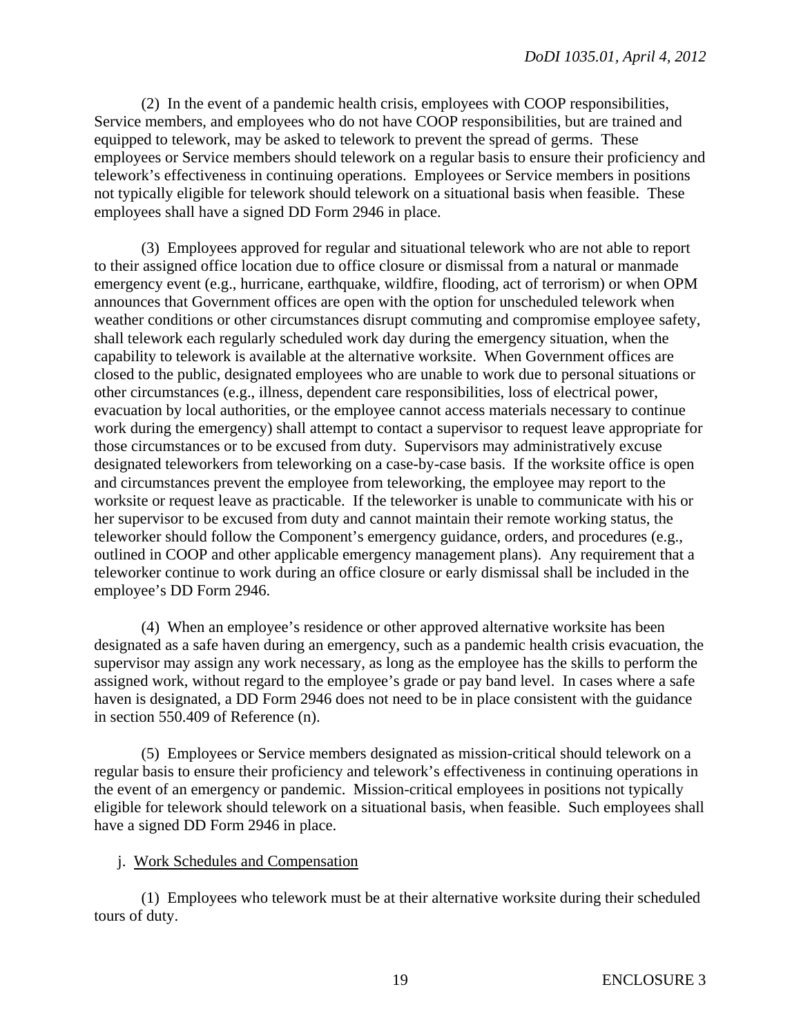(2) In the event of a pandemic health crisis, employees with COOP responsibilities, Service members, and employees who do not have COOP responsibilities, but are trained and equipped to telework, may be asked to telework to prevent the spread of germs. These employees or Service members should telework on a regular basis to ensure their proficiency and telework's effectiveness in continuing operations. Employees or Service members in positions not typically eligible for telework should telework on a situational basis when feasible. These employees shall have a signed DD Form 2946 in place.

(3) Employees approved for regular and situational telework who are not able to report to their assigned office location due to office closure or dismissal from a natural or manmade emergency event (e.g., hurricane, earthquake, wildfire, flooding, act of terrorism) or when OPM announces that Government offices are open with the option for unscheduled telework when weather conditions or other circumstances disrupt commuting and compromise employee safety, shall telework each regularly scheduled work day during the emergency situation, when the capability to telework is available at the alternative worksite. When Government offices are closed to the public, designated employees who are unable to work due to personal situations or other circumstances (e.g., illness, dependent care responsibilities, loss of electrical power, evacuation by local authorities, or the employee cannot access materials necessary to continue work during the emergency) shall attempt to contact a supervisor to request leave appropriate for those circumstances or to be excused from duty. Supervisors may administratively excuse designated teleworkers from teleworking on a case-by-case basis. If the worksite office is open and circumstances prevent the employee from teleworking, the employee may report to the worksite or request leave as practicable. If the teleworker is unable to communicate with his or her supervisor to be excused from duty and cannot maintain their remote working status, the teleworker should follow the Component's emergency guidance, orders, and procedures (e.g., outlined in COOP and other applicable emergency management plans). Any requirement that a teleworker continue to work during an office closure or early dismissal shall be included in the employee's DD Form 2946.

(4) When an employee's residence or other approved alternative worksite has been designated as a safe haven during an emergency, such as a pandemic health crisis evacuation, the supervisor may assign any work necessary, as long as the employee has the skills to perform the assigned work, without regard to the employee's grade or pay band level. In cases where a safe haven is designated, a DD Form 2946 does not need to be in place consistent with the guidance in section 550.409 of Reference (n).

(5) Employees or Service members designated as mission-critical should telework on a regular basis to ensure their proficiency and telework's effectiveness in continuing operations in the event of an emergency or pandemic. Mission-critical employees in positions not typically eligible for telework should telework on a situational basis, when feasible. Such employees shall have a signed DD Form 2946 in place.

j. Work Schedules and Compensation

(1) Employees who telework must be at their alternative worksite during their scheduled tours of duty.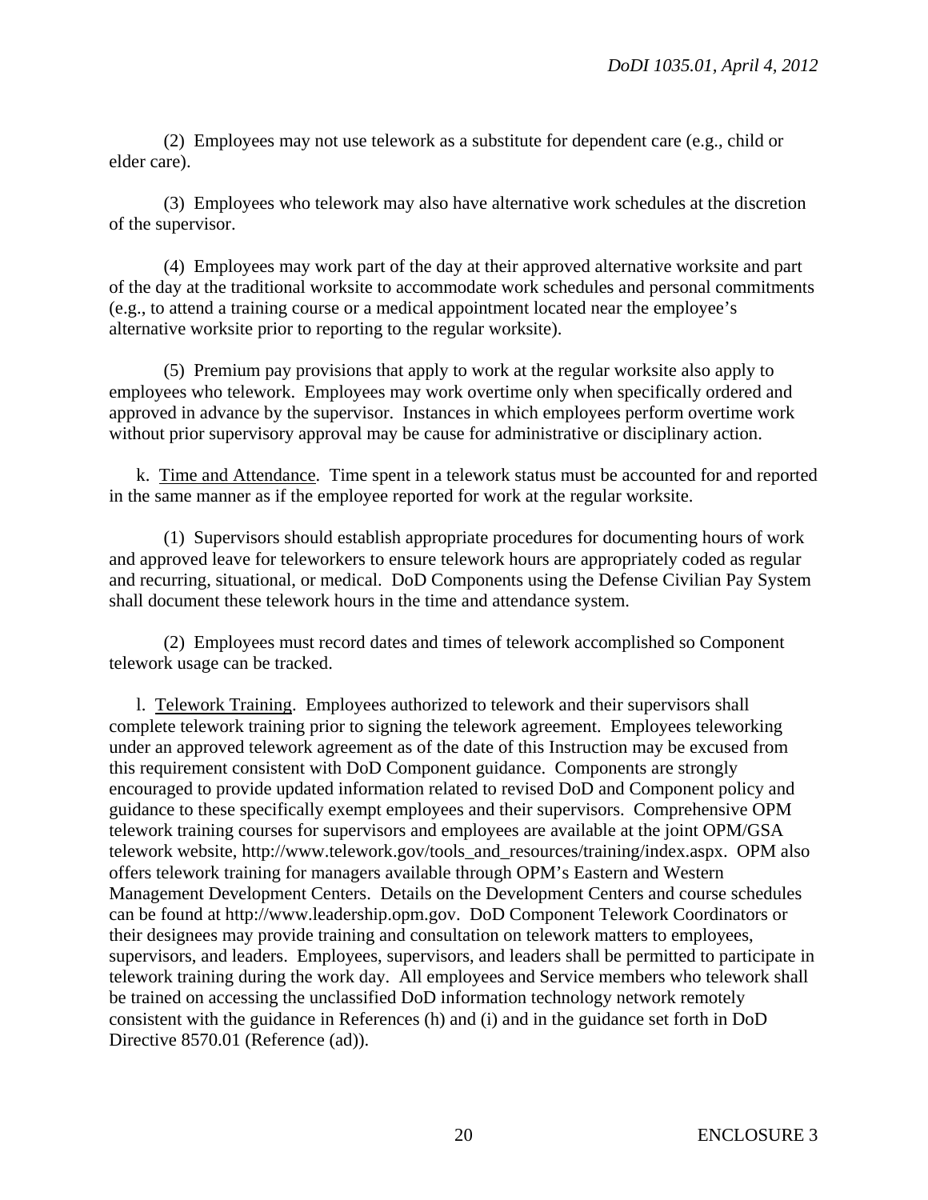(2) Employees may not use telework as a substitute for dependent care (e.g., child or elder care).

(3) Employees who telework may also have alternative work schedules at the discretion of the supervisor.

(4) Employees may work part of the day at their approved alternative worksite and part of the day at the traditional worksite to accommodate work schedules and personal commitments (e.g., to attend a training course or a medical appointment located near the employee's alternative worksite prior to reporting to the regular worksite).

(5) Premium pay provisions that apply to work at the regular worksite also apply to employees who telework. Employees may work overtime only when specifically ordered and approved in advance by the supervisor. Instances in which employees perform overtime work without prior supervisory approval may be cause for administrative or disciplinary action.

k. Time and Attendance. Time spent in a telework status must be accounted for and reported in the same manner as if the employee reported for work at the regular worksite.

(1) Supervisors should establish appropriate procedures for documenting hours of work and approved leave for teleworkers to ensure telework hours are appropriately coded as regular and recurring, situational, or medical. DoD Components using the Defense Civilian Pay System shall document these telework hours in the time and attendance system.

(2) Employees must record dates and times of telework accomplished so Component telework usage can be tracked.

l. Telework Training. Employees authorized to telework and their supervisors shall complete telework training prior to signing the telework agreement. Employees teleworking under an approved telework agreement as of the date of this Instruction may be excused from this requirement consistent with DoD Component guidance. Components are strongly encouraged to provide updated information related to revised DoD and Component policy and guidance to these specifically exempt employees and their supervisors. Comprehensive OPM telework training courses for supervisors and employees are available at the joint OPM/GSA telework website, http://www.telework.gov/tools_and_resources/training/index.aspx. OPM also offers telework training for managers available through OPM's Eastern and Western Management Development Centers. Details on the Development Centers and course schedules can be found at http://www.leadership.opm.gov. DoD Component Telework Coordinators or their designees may provide training and consultation on telework matters to employees, supervisors, and leaders. Employees, supervisors, and leaders shall be permitted to participate in telework training during the work day. All employees and Service members who telework shall be trained on accessing the unclassified DoD information technology network remotely consistent with the guidance in References (h) and (i) and in the guidance set forth in DoD Directive 8570.01 (Reference (ad)).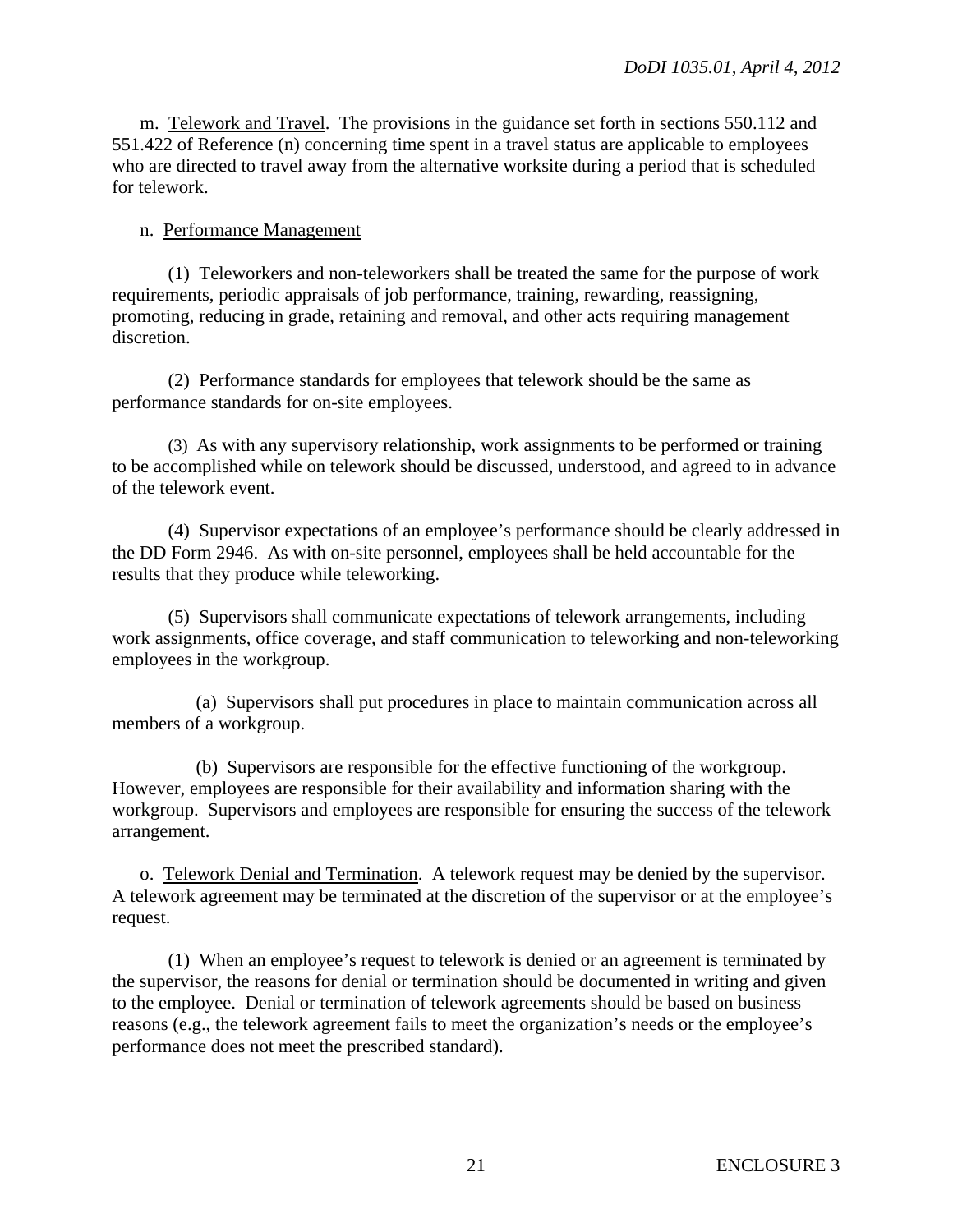m. Telework and Travel. The provisions in the guidance set forth in sections 550.112 and 551.422 of Reference (n) concerning time spent in a travel status are applicable to employees who are directed to travel away from the alternative worksite during a period that is scheduled for telework.

n. Performance Management

(1) Teleworkers and non-teleworkers shall be treated the same for the purpose of work requirements, periodic appraisals of job performance, training, rewarding, reassigning, promoting, reducing in grade, retaining and removal, and other acts requiring management discretion.

(2) Performance standards for employees that telework should be the same as performance standards for on-site employees.

(3) As with any supervisory relationship, work assignments to be performed or training to be accomplished while on telework should be discussed, understood, and agreed to in advance of the telework event.

(4) Supervisor expectations of an employee's performance should be clearly addressed in the DD Form 2946. As with on-site personnel, employees shall be held accountable for the results that they produce while teleworking.

(5) Supervisors shall communicate expectations of telework arrangements, including work assignments, office coverage, and staff communication to teleworking and non-teleworking employees in the workgroup.

(a) Supervisors shall put procedures in place to maintain communication across all members of a workgroup.

(b) Supervisors are responsible for the effective functioning of the workgroup. However, employees are responsible for their availability and information sharing with the workgroup. Supervisors and employees are responsible for ensuring the success of the telework arrangement.

o. Telework Denial and Termination. A telework request may be denied by the supervisor. A telework agreement may be terminated at the discretion of the supervisor or at the employee's request.

(1) When an employee's request to telework is denied or an agreement is terminated by the supervisor, the reasons for denial or termination should be documented in writing and given to the employee. Denial or termination of telework agreements should be based on business reasons (e.g., the telework agreement fails to meet the organization's needs or the employee's performance does not meet the prescribed standard).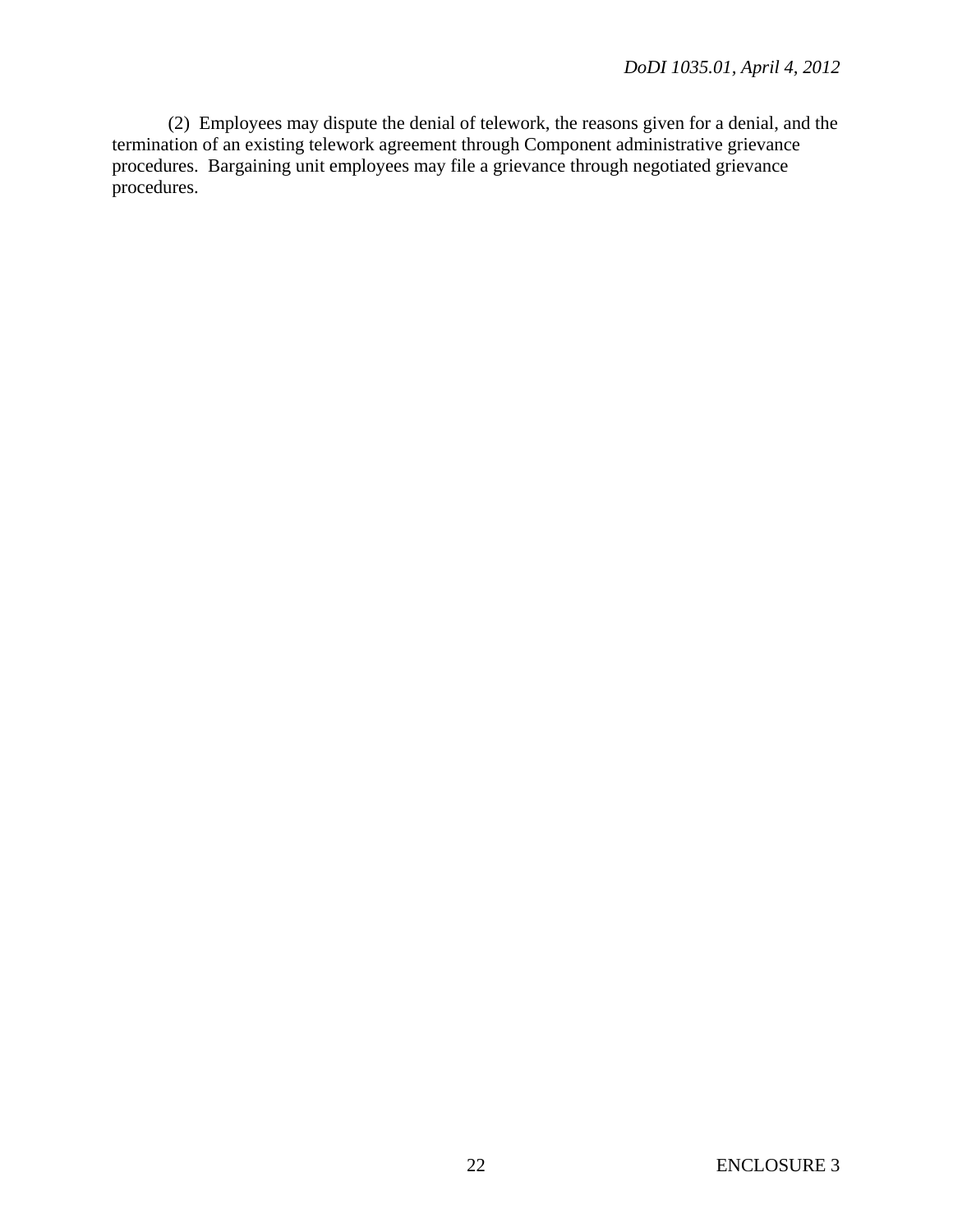(2) Employees may dispute the denial of telework, the reasons given for a denial, and the termination of an existing telework agreement through Component administrative grievance procedures. Bargaining unit employees may file a grievance through negotiated grievance procedures.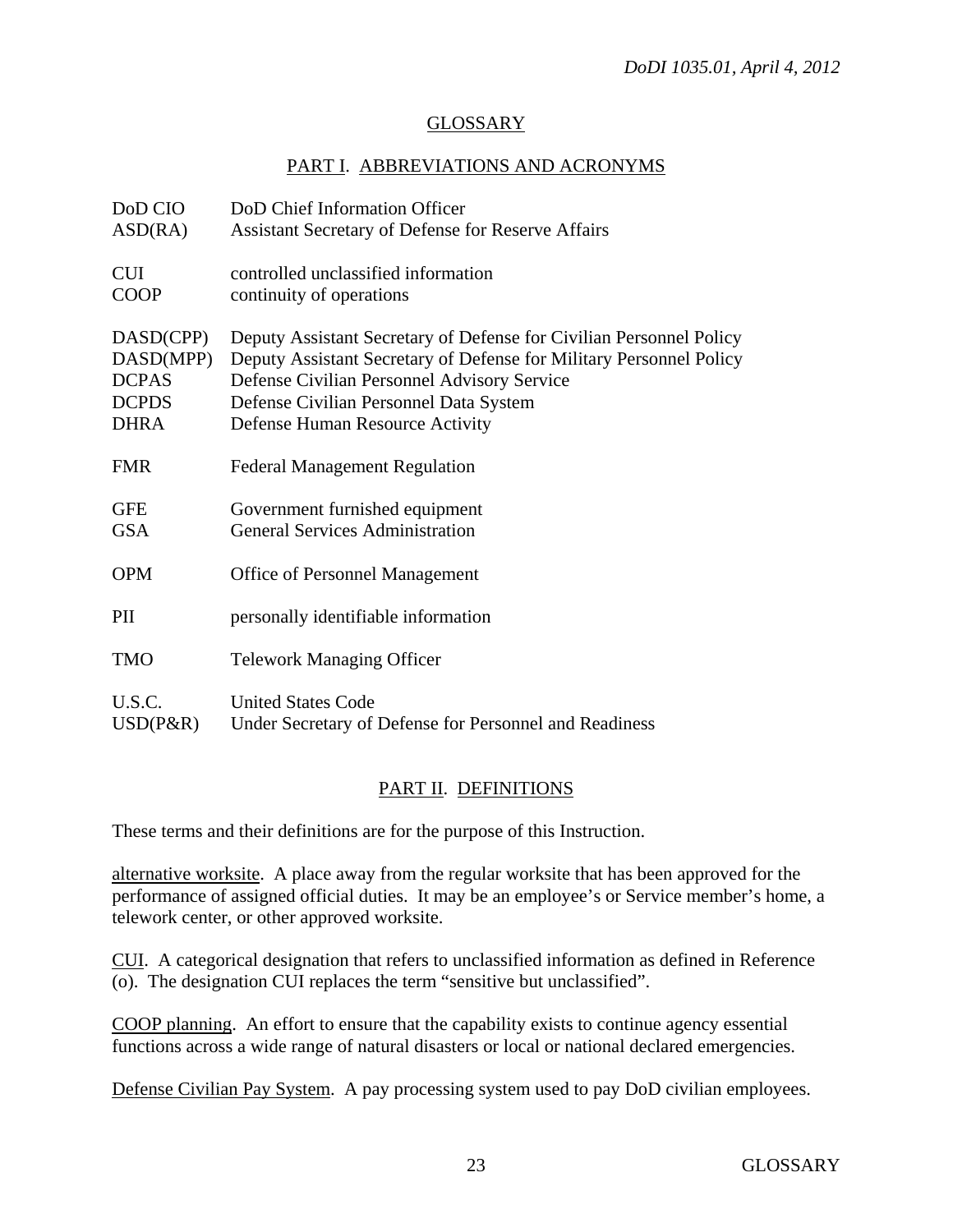# GLOSSARY

## PART I. ABBREVIATIONS AND ACRONYMS

| | |
|---|---|
| DoD CIO | DoD Chief Information Officer |
| ASD(RA) | Assistant Secretary of Defense for Reserve Affairs |
| CUI | controlled unclassified information |
| COOP | continuity of operations |
| DASD(CPP) | Deputy Assistant Secretary of Defense for Civilian Personnel Policy |
| DASD(MPP) | Deputy Assistant Secretary of Defense for Military Personnel Policy |
| DCPAS | Defense Civilian Personnel Advisory Service |
| DCPDS | Defense Civilian Personnel Data System |
| DHRA | Defense Human Resource Activity |
| FMR | Federal Management Regulation |
| GFE | Government furnished equipment |
| GSA | General Services Administration |
| OPM | Office of Personnel Management |
| PII | personally identifiable information |
| TMO | Telework Managing Officer |
| U.S.C. | United States Code |
| USD(P&R) | Under Secretary of Defense for Personnel and Readiness |

## PART II. DEFINITIONS

These terms and their definitions are for the purpose of this Instruction.

alternative worksite. A place away from the regular worksite that has been approved for the performance of assigned official duties. It may be an employee's or Service member's home, a telework center, or other approved worksite.

CUI. A categorical designation that refers to unclassified information as defined in Reference (o). The designation CUI replaces the term "sensitive but unclassified".

COOP planning. An effort to ensure that the capability exists to continue agency essential functions across a wide range of natural disasters or local or national declared emergencies.

Defense Civilian Pay System. A pay processing system used to pay DoD civilian employees.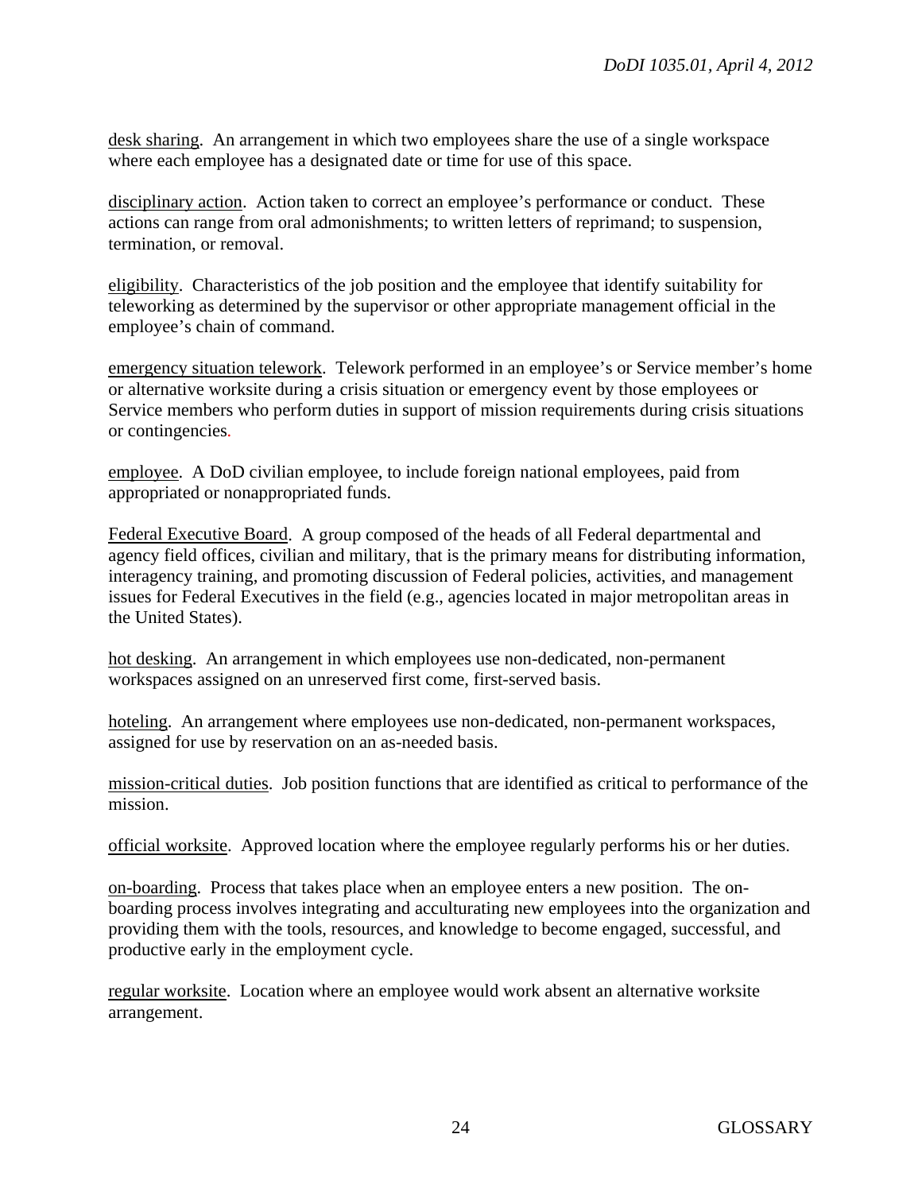desk sharing. An arrangement in which two employees share the use of a single workspace where each employee has a designated date or time for use of this space.

disciplinary action. Action taken to correct an employee's performance or conduct. These actions can range from oral admonishments; to written letters of reprimand; to suspension, termination, or removal.

eligibility. Characteristics of the job position and the employee that identify suitability for teleworking as determined by the supervisor or other appropriate management official in the employee's chain of command.

emergency situation telework. Telework performed in an employee's or Service member's home or alternative worksite during a crisis situation or emergency event by those employees or Service members who perform duties in support of mission requirements during crisis situations or contingencies.

employee. A DoD civilian employee, to include foreign national employees, paid from appropriated or nonappropriated funds.

Federal Executive Board. A group composed of the heads of all Federal departmental and agency field offices, civilian and military, that is the primary means for distributing information, interagency training, and promoting discussion of Federal policies, activities, and management issues for Federal Executives in the field (e.g., agencies located in major metropolitan areas in the United States).

hot desking. An arrangement in which employees use non-dedicated, non-permanent workspaces assigned on an unreserved first come, first-served basis.

hoteling. An arrangement where employees use non-dedicated, non-permanent workspaces, assigned for use by reservation on an as-needed basis.

mission-critical duties. Job position functions that are identified as critical to performance of the mission.

official worksite. Approved location where the employee regularly performs his or her duties.

on-boarding. Process that takes place when an employee enters a new position. The on-boarding process involves integrating and acculturating new employees into the organization and providing them with the tools, resources, and knowledge to become engaged, successful, and productive early in the employment cycle.

regular worksite. Location where an employee would work absent an alternative worksite arrangement.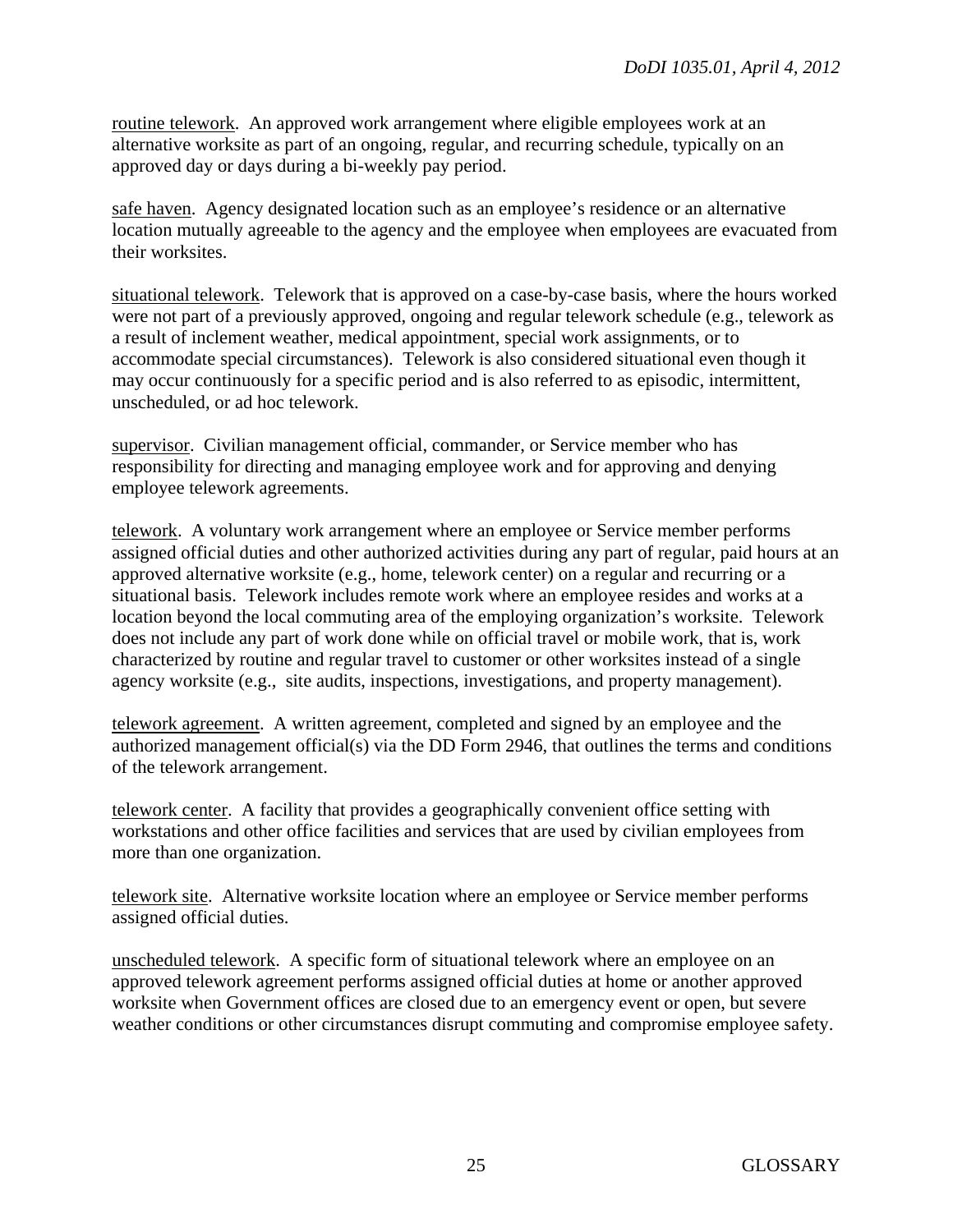routine telework. An approved work arrangement where eligible employees work at an alternative worksite as part of an ongoing, regular, and recurring schedule, typically on an approved day or days during a bi-weekly pay period.

safe haven. Agency designated location such as an employee's residence or an alternative location mutually agreeable to the agency and the employee when employees are evacuated from their worksites.

situational telework. Telework that is approved on a case-by-case basis, where the hours worked were not part of a previously approved, ongoing and regular telework schedule (e.g., telework as a result of inclement weather, medical appointment, special work assignments, or to accommodate special circumstances). Telework is also considered situational even though it may occur continuously for a specific period and is also referred to as episodic, intermittent, unscheduled, or ad hoc telework.

supervisor. Civilian management official, commander, or Service member who has responsibility for directing and managing employee work and for approving and denying employee telework agreements.

telework. A voluntary work arrangement where an employee or Service member performs assigned official duties and other authorized activities during any part of regular, paid hours at an approved alternative worksite (e.g., home, telework center) on a regular and recurring or a situational basis. Telework includes remote work where an employee resides and works at a location beyond the local commuting area of the employing organization's worksite. Telework does not include any part of work done while on official travel or mobile work, that is, work characterized by routine and regular travel to customer or other worksites instead of a single agency worksite (e.g., site audits, inspections, investigations, and property management).

telework agreement. A written agreement, completed and signed by an employee and the authorized management official(s) via the DD Form 2946, that outlines the terms and conditions of the telework arrangement.

telework center. A facility that provides a geographically convenient office setting with workstations and other office facilities and services that are used by civilian employees from more than one organization.

telework site. Alternative worksite location where an employee or Service member performs assigned official duties.

unscheduled telework. A specific form of situational telework where an employee on an approved telework agreement performs assigned official duties at home or another approved worksite when Government offices are closed due to an emergency event or open, but severe weather conditions or other circumstances disrupt commuting and compromise employee safety.